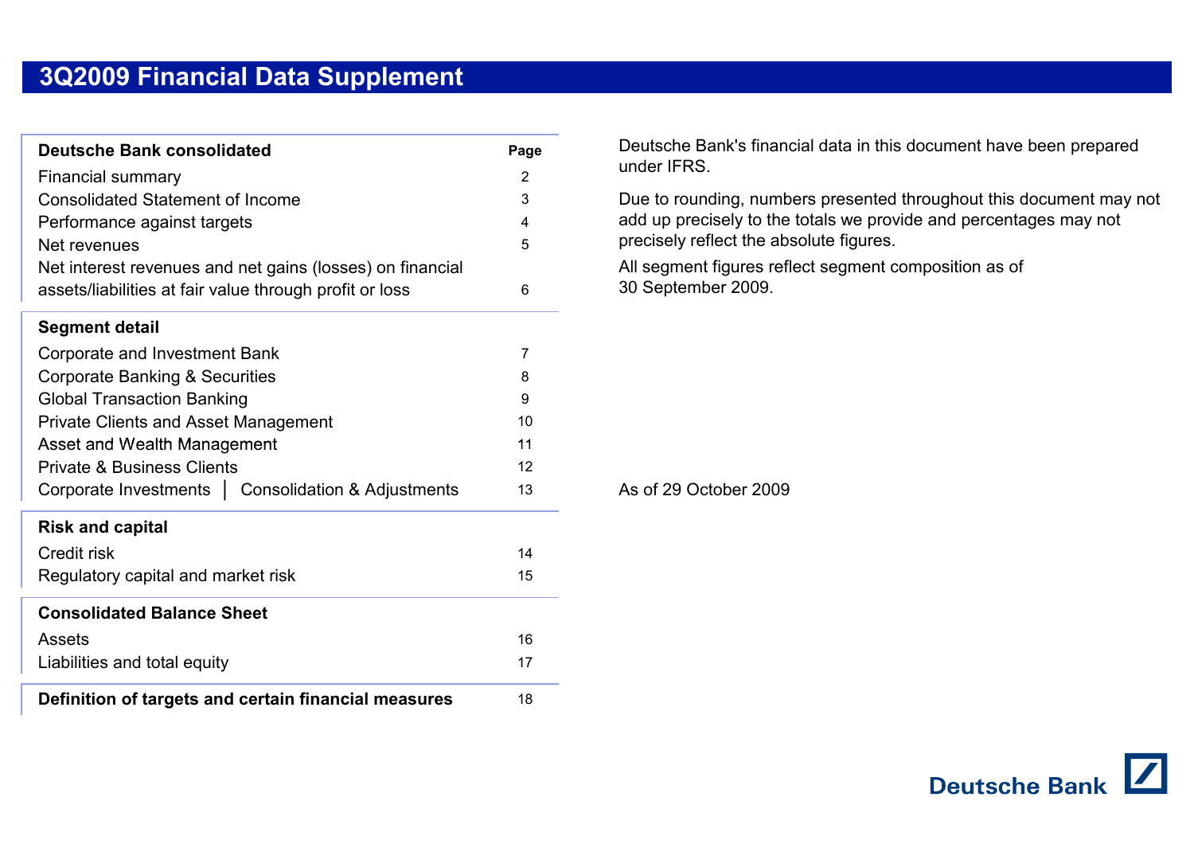# 3Q2009 Financial Data Supplement

| Deutsche Bank consolidated | Page |
|---|---|
| Financial summary | 2 |
| Consolidated Statement of Income | 3 |
| Performance against targets | 4 |
| Net revenues | 5 |
| Net interest revenues and net gains (losses) on financial assets/liabilities at fair value through profit or loss | 6 |
| **Segment detail** | |
| Corporate and Investment Bank | 7 |
| Corporate Banking & Securities | 8 |
| Global Transaction Banking | 9 |
| Private Clients and Asset Management | 10 |
| Asset and Wealth Management | 11 |
| Private & Business Clients | 12 |
| Corporate Investments │ Consolidation & Adjustments | 13 |
| **Risk and capital** | |
| Credit risk | 14 |
| Regulatory capital and market risk | 15 |
| **Consolidated Balance Sheet** | |
| Assets | 16 |
| Liabilities and total equity | 17 |
| **Definition of targets and certain financial measures** | 18 |

Deutsche Bank's financial data in this document have been prepared under IFRS.

Due to rounding, numbers presented throughout this document may not add up precisely to the totals we provide and percentages may not precisely reflect the absolute figures.

All segment figures reflect segment composition as of 30 September 2009.

As of 29 October 2009

Deutsche Bank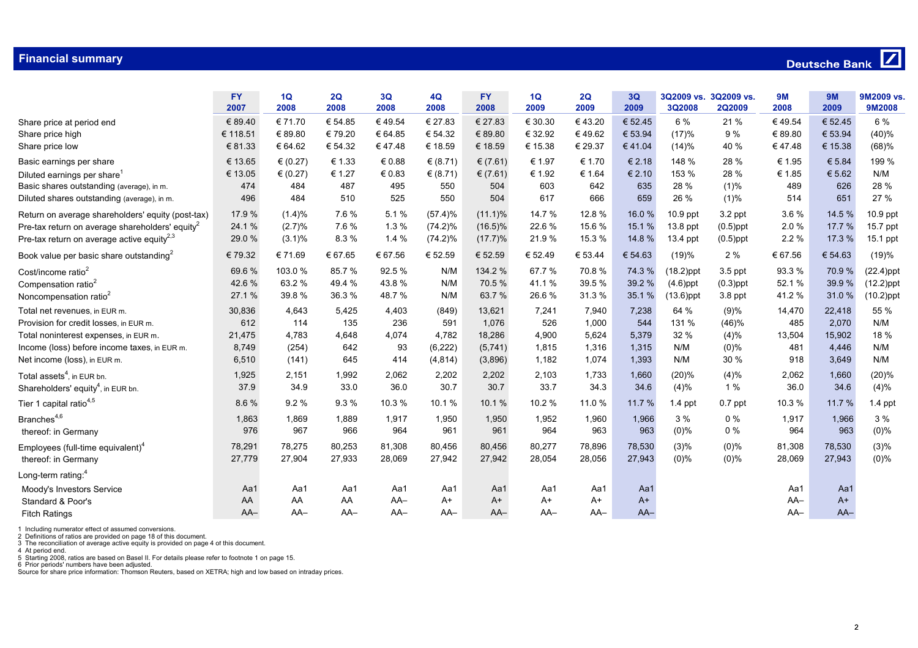## Financial summary

Deutsche Bank

| | FY 2007 | 1Q 2008 | 2Q 2008 | 3Q 2008 | 4Q 2008 | FY 2008 | 1Q 2009 | 2Q 2009 | 3Q 2009 | 3Q2009 vs. 3Q2008 | 3Q2009 vs. 2Q2009 | 9M 2008 | 9M 2009 | 9M2009 vs. 9M2008 |
|---|---|---|---|---|---|---|---|---|---|---|---|---|---|---|
| Share price at period end | € 89.40 | € 71.70 | € 54.85 | € 49.54 | € 27.83 | € 27.83 | € 30.30 | € 43.20 | € 52.45 | 6 % | 21 % | € 49.54 | € 52.45 | 6 % |
| Share price high | € 118.51 | € 89.80 | € 79.20 | € 64.85 | € 54.32 | € 89.80 | € 32.92 | € 49.62 | € 53.94 | (17)% | 9 % | € 89.80 | € 53.94 | (40)% |
| Share price low | € 81.33 | € 64.62 | € 54.32 | € 47.48 | € 18.59 | € 18.59 | € 15.38 | € 29.37 | € 41.04 | (14)% | 40 % | € 47.48 | € 15.38 | (68)% |
| Basic earnings per share | € 13.65 | € (0.27) | € 1.33 | € 0.88 | € (8.71) | € (7.61) | € 1.97 | € 1.70 | € 2.18 | 148 % | 28 % | € 1.95 | € 5.84 | 199 % |
| Diluted earnings per share[1] | € 13.05 | € (0.27) | € 1.27 | € 0.83 | € (8.71) | € (7.61) | € 1.92 | € 1.64 | € 2.10 | 153 % | 28 % | € 1.85 | € 5.62 | N/M |
| Basic shares outstanding (average), in m. | 474 | 484 | 487 | 495 | 550 | 504 | 603 | 642 | 635 | 28 % | (1)% | 489 | 626 | 28 % |
| Diluted shares outstanding (average), in m. | 496 | 484 | 510 | 525 | 550 | 504 | 617 | 666 | 659 | 26 % | (1)% | 514 | 651 | 27 % |
| Return on average shareholders' equity (post-tax) | 17.9 % | (1.4)% | 7.6 % | 5.1 % | (57.4)% | (11.1)% | 14.7 % | 12.8 % | 16.0 % | 10.9 ppt | 3.2 ppt | 3.6 % | 14.5 % | 10.9 ppt |
| Pre-tax return on average shareholders' equity[2] | 24.1 % | (2.7)% | 7.6 % | 1.3 % | (74.2)% | (16.5)% | 22.6 % | 15.6 % | 15.1 % | 13.8 ppt | (0.5)ppt | 2.0 % | 17.7 % | 15.7 ppt |
| Pre-tax return on average active equity[2,3] | 29.0 % | (3.1)% | 8.3 % | 1.4 % | (74.2)% | (17.7)% | 21.9 % | 15.3 % | 14.8 % | 13.4 ppt | (0.5)ppt | 2.2 % | 17.3 % | 15.1 ppt |
| Book value per basic share outstanding[2] | € 79.32 | € 71.69 | € 67.65 | € 67.56 | € 52.59 | € 52.59 | € 52.49 | € 53.44 | € 54.63 | (19)% | 2 % | € 67.56 | € 54.63 | (19)% |
| Cost/income ratio[2] | 69.6 % | 103.0 % | 85.7 % | 92.5 % | N/M | 134.2 % | 67.7 % | 70.8 % | 74.3 % | (18.2)ppt | 3.5 ppt | 93.3 % | 70.9 % | (22.4)ppt |
| Compensation ratio[2] | 42.6 % | 63.2 % | 49.4 % | 43.8 % | N/M | 70.5 % | 41.1 % | 39.5 % | 39.2 % | (4.6)ppt | (0.3)ppt | 52.1 % | 39.9 % | (12.2)ppt |
| Noncompensation ratio[2] | 27.1 % | 39.8 % | 36.3 % | 48.7 % | N/M | 63.7 % | 26.6 % | 31.3 % | 35.1 % | (13.6)ppt | 3.8 ppt | 41.2 % | 31.0 % | (10.2)ppt |
| Total net revenues, in EUR m. | 30,836 | 4,643 | 5,425 | 4,403 | (849) | 13,621 | 7,241 | 7,940 | 7,238 | 64 % | (9)% | 14,470 | 22,418 | 55 % |
| Provision for credit losses, in EUR m. | 612 | 114 | 135 | 236 | 591 | 1,076 | 526 | 1,000 | 544 | 131 % | (46)% | 485 | 2,070 | N/M |
| Total noninterest expenses, in EUR m. | 21,475 | 4,783 | 4,648 | 4,074 | 4,782 | 18,286 | 4,900 | 5,624 | 5,379 | 32 % | (4)% | 13,504 | 15,902 | 18 % |
| Income (loss) before income taxes, in EUR m. | 8,749 | (254) | 642 | 93 | (6,222) | (5,741) | 1,815 | 1,316 | 1,315 | N/M | (0)% | 481 | 4,446 | N/M |
| Net income (loss), in EUR m. | 6,510 | (141) | 645 | 414 | (4,814) | (3,896) | 1,182 | 1,074 | 1,393 | N/M | 30 % | 918 | 3,649 | N/M |
| Total assets[4], in EUR bn. | 1,925 | 2,151 | 1,992 | 2,062 | 2,202 | 2,202 | 2,103 | 1,733 | 1,660 | (20)% | (4)% | 2,062 | 1,660 | (20)% |
| Shareholders' equity[4], in EUR bn. | 37.9 | 34.9 | 33.0 | 36.0 | 30.7 | 30.7 | 33.7 | 34.3 | 34.6 | (4)% | 1 % | 36.0 | 34.6 | (4)% |
| Tier 1 capital ratio[4,5] | 8.6 % | 9.2 % | 9.3 % | 10.3 % | 10.1 % | 10.1 % | 10.2 % | 11.0 % | 11.7 % | 1.4 ppt | 0.7 ppt | 10.3 % | 11.7 % | 1.4 ppt |
| Branches[4,6] | 1,863 | 1,869 | 1,889 | 1,917 | 1,950 | 1,950 | 1,952 | 1,960 | 1,966 | 3 % | 0 % | 1,917 | 1,966 | 3 % |
| thereof: in Germany | 976 | 967 | 966 | 964 | 961 | 961 | 964 | 963 | 963 | (0)% | 0 % | 964 | 963 | (0)% |
| Employees (full-time equivalent)[4] | 78,291 | 78,275 | 80,253 | 81,308 | 80,456 | 80,456 | 80,277 | 78,896 | 78,530 | (3)% | (0)% | 81,308 | 78,530 | (3)% |
| thereof: in Germany | 27,779 | 27,904 | 27,933 | 28,069 | 27,942 | 27,942 | 28,054 | 28,056 | 27,943 | (0)% | (0)% | 28,069 | 27,943 | (0)% |
| Long-term rating:[4] | | | | | | | | | | | | | | |
| Moody's Investors Service | Aa1 | Aa1 | Aa1 | Aa1 | Aa1 | Aa1 | Aa1 | Aa1 | Aa1 | | | Aa1 | Aa1 | |
| Standard & Poor's | AA | AA | AA | AA– | A+ | A+ | A+ | A+ | A+ | | | AA– | A+ | |
| Fitch Ratings | AA– | AA– | AA– | AA– | AA– | AA– | AA– | AA– | AA– | | | AA– | AA– | |

1 Including numerator effect of assumed conversions.
2 Definitions of ratios are provided on page 18 of this document.
3 The reconciliation of average active equity is provided on page 4 of this document.
4 At period end.
5 Starting 2008, ratios are based on Basel II. For details please refer to footnote 1 on page 15.
6 Prior periods' numbers have been adjusted.
Source for share price information: Thomson Reuters, based on XETRA; high and low based on intraday prices.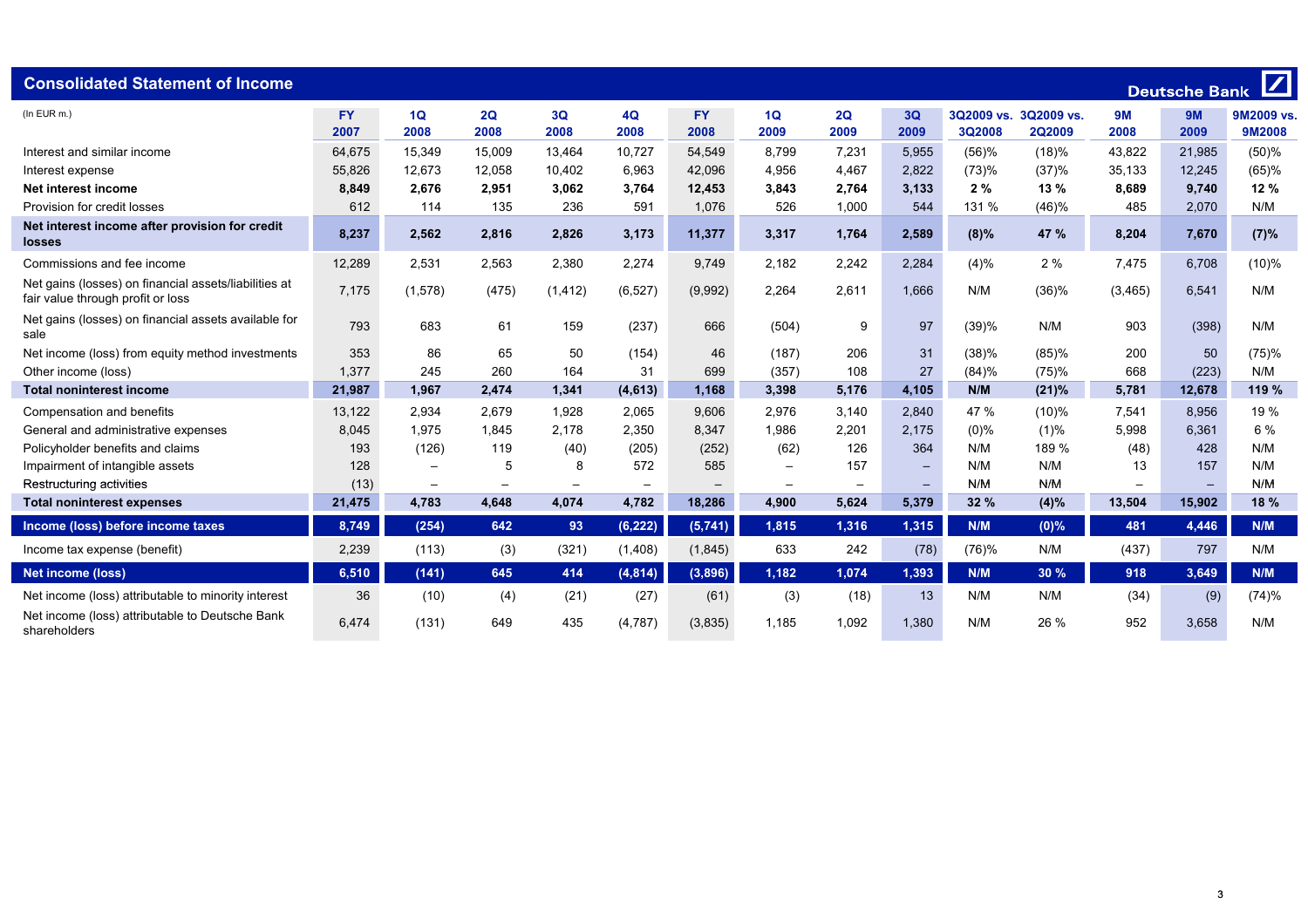## Consolidated Statement of Income

Deutsche Bank

| (In EUR m.) | FY 2007 | 1Q 2008 | 2Q 2008 | 3Q 2008 | 4Q 2008 | FY 2008 | 1Q 2009 | 2Q 2009 | 3Q 2009 | 3Q2009 vs. 3Q2008 | 3Q2009 vs. 2Q2009 | 9M 2008 | 9M 2009 | 9M2009 vs. 9M2008 |
|---|---|---|---|---|---|---|---|---|---|---|---|---|---|---|
| Interest and similar income | 64,675 | 15,349 | 15,009 | 13,464 | 10,727 | 54,549 | 8,799 | 7,231 | 5,955 | (56)% | (18)% | 43,822 | 21,985 | (50)% |
| Interest expense | 55,826 | 12,673 | 12,058 | 10,402 | 6,963 | 42,096 | 4,956 | 4,467 | 2,822 | (73)% | (37)% | 35,133 | 12,245 | (65)% |
| **Net interest income** | **8,849** | **2,676** | **2,951** | **3,062** | **3,764** | **12,453** | **3,843** | **2,764** | **3,133** | **2 %** | **13 %** | **8,689** | **9,740** | **12 %** |
| Provision for credit losses | 612 | 114 | 135 | 236 | 591 | 1,076 | 526 | 1,000 | 544 | 131 % | (46)% | 485 | 2,070 | N/M |
| **Net interest income after provision for credit losses** | **8,237** | **2,562** | **2,816** | **2,826** | **3,173** | **11,377** | **3,317** | **1,764** | **2,589** | **(8)%** | **47 %** | **8,204** | **7,670** | **(7)%** |
| Commissions and fee income | 12,289 | 2,531 | 2,563 | 2,380 | 2,274 | 9,749 | 2,182 | 2,242 | 2,284 | (4)% | 2 % | 7,475 | 6,708 | (10)% |
| Net gains (losses) on financial assets/liabilities at fair value through profit or loss | 7,175 | (1,578) | (475) | (1,412) | (6,527) | (9,992) | 2,264 | 2,611 | 1,666 | N/M | (36)% | (3,465) | 6,541 | N/M |
| Net gains (losses) on financial assets available for sale | 793 | 683 | 61 | 159 | (237) | 666 | (504) | 9 | 97 | (39)% | N/M | 903 | (398) | N/M |
| Net income (loss) from equity method investments | 353 | 86 | 65 | 50 | (154) | 46 | (187) | 206 | 31 | (38)% | (85)% | 200 | 50 | (75)% |
| Other income (loss) | 1,377 | 245 | 260 | 164 | 31 | 699 | (357) | 108 | 27 | (84)% | (75)% | 668 | (223) | N/M |
| **Total noninterest income** | **21,987** | **1,967** | **2,474** | **1,341** | **(4,613)** | **1,168** | **3,398** | **5,176** | **4,105** | **N/M** | **(21)%** | **5,781** | **12,678** | **119 %** |
| Compensation and benefits | 13,122 | 2,934 | 2,679 | 1,928 | 2,065 | 9,606 | 2,976 | 3,140 | 2,840 | 47 % | (10)% | 7,541 | 8,956 | 19 % |
| General and administrative expenses | 8,045 | 1,975 | 1,845 | 2,178 | 2,350 | 8,347 | 1,986 | 2,201 | 2,175 | (0)% | (1)% | 5,998 | 6,361 | 6 % |
| Policyholder benefits and claims | 193 | (126) | 119 | (40) | (205) | (252) | (62) | 126 | 364 | N/M | 189 % | (48) | 428 | N/M |
| Impairment of intangible assets | 128 | – | 5 | 8 | 572 | 585 | – | 157 | – | N/M | N/M | 13 | 157 | N/M |
| Restructuring activities | (13) | – | – | – | – | – | – | – | – | N/M | N/M | – | – | N/M |
| **Total noninterest expenses** | **21,475** | **4,783** | **4,648** | **4,074** | **4,782** | **18,286** | **4,900** | **5,624** | **5,379** | **32 %** | **(4)%** | **13,504** | **15,902** | **18 %** |
| **Income (loss) before income taxes** | **8,749** | **(254)** | **642** | **93** | **(6,222)** | **(5,741)** | **1,815** | **1,316** | **1,315** | **N/M** | **(0)%** | **481** | **4,446** | **N/M** |
| Income tax expense (benefit) | 2,239 | (113) | (3) | (321) | (1,408) | (1,845) | 633 | 242 | (78) | (76)% | N/M | (437) | 797 | N/M |
| **Net income (loss)** | **6,510** | **(141)** | **645** | **414** | **(4,814)** | **(3,896)** | **1,182** | **1,074** | **1,393** | **N/M** | **30 %** | **918** | **3,649** | **N/M** |
| Net income (loss) attributable to minority interest | 36 | (10) | (4) | (21) | (27) | (61) | (3) | (18) | 13 | N/M | N/M | (34) | (9) | (74)% |
| Net income (loss) attributable to Deutsche Bank shareholders | 6,474 | (131) | 649 | 435 | (4,787) | (3,835) | 1,185 | 1,092 | 1,380 | N/M | 26 % | 952 | 3,658 | N/M |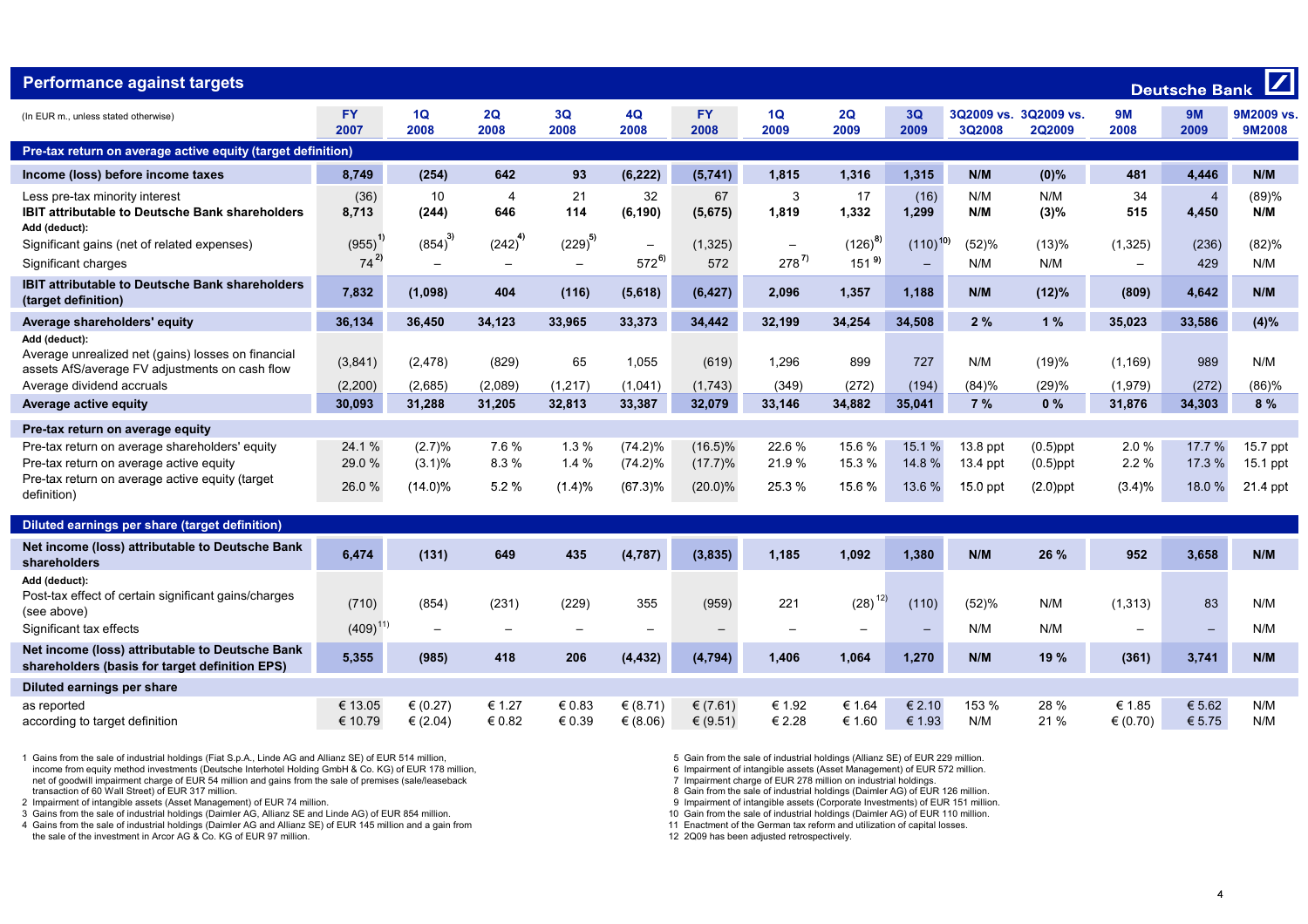## Performance against targets

Deutsche Bank

| (In EUR m., unless stated otherwise) | FY 2007 | 1Q 2008 | 2Q 2008 | 3Q 2008 | 4Q 2008 | FY 2008 | 1Q 2009 | 2Q 2009 | 3Q 2009 | 3Q2009 vs. 3Q2008 | 3Q2009 vs. 2Q2009 | 9M 2008 | 9M 2009 | 9M2009 vs. 9M2008 |
|---|---|---|---|---|---|---|---|---|---|---|---|---|---|---|
| **Pre-tax return on average active equity (target definition)** | | | | | | | | | | | | | | |
| **Income (loss) before income taxes** | **8,749** | **(254)** | **642** | **93** | **(6,222)** | **(5,741)** | **1,815** | **1,316** | **1,315** | **N/M** | **(0)%** | **481** | **4,446** | **N/M** |
| Less pre-tax minority interest | (36) | 10 | 4 | 21 | 32 | 67 | 3 | 17 | (16) | N/M | N/M | 34 | 4 | (89)% |
| **IBIT attributable to Deutsche Bank shareholders** | **8,713** | **(244)** | **646** | **114** | **(6,190)** | **(5,675)** | **1,819** | **1,332** | **1,299** | **N/M** | **(3)%** | **515** | **4,450** | **N/M** |
| **Add (deduct):** | | | | | | | | | | | | | | |
| Significant gains (net of related expenses) | (955) [1] | (854) [3] | (242) [4] | (229) [5] | – | (1,325) | – | (126) [8] | (110) [10] | (52)% | (13)% | (1,325) | (236) | (82)% |
| Significant charges | 74 [2] | – | – | – | 572 [6] | 572 | 278 [7] | 151 [9] | – | N/M | N/M | – | 429 | N/M |
| **IBIT attributable to Deutsche Bank shareholders (target definition)** | **7,832** | **(1,098)** | **404** | **(116)** | **(5,618)** | **(6,427)** | **2,096** | **1,357** | **1,188** | **N/M** | **(12)%** | **(809)** | **4,642** | **N/M** |
| **Average shareholders' equity** | **36,134** | **36,450** | **34,123** | **33,965** | **33,373** | **34,442** | **32,199** | **34,254** | **34,508** | **2 %** | **1 %** | **35,023** | **33,586** | **(4)%** |
| **Add (deduct):** | | | | | | | | | | | | | | |
| Average unrealized net (gains) losses on financial assets AfS/average FV adjustments on cash flow | (3,841) | (2,478) | (829) | 65 | 1,055 | (619) | 1,296 | 899 | 727 | N/M | (19)% | (1,169) | 989 | N/M |
| Average dividend accruals | (2,200) | (2,685) | (2,089) | (1,217) | (1,041) | (1,743) | (349) | (272) | (194) | (84)% | (29)% | (1,979) | (272) | (86)% |
| **Average active equity** | **30,093** | **31,288** | **31,205** | **32,813** | **33,387** | **32,079** | **33,146** | **34,882** | **35,041** | **7 %** | **0 %** | **31,876** | **34,303** | **8 %** |
| **Pre-tax return on average equity** | | | | | | | | | | | | | | |
| Pre-tax return on average shareholders' equity | 24.1 % | (2.7)% | 7.6 % | 1.3 % | (74.2)% | (16.5)% | 22.6 % | 15.6 % | 15.1 % | 13.8 ppt | (0.5)ppt | 2.0 % | 17.7 % | 15.7 ppt |
| Pre-tax return on average active equity | 29.0 % | (3.1)% | 8.3 % | 1.4 % | (74.2)% | (17.7)% | 21.9 % | 15.3 % | 14.8 % | 13.4 ppt | (0.5)ppt | 2.2 % | 17.3 % | 15.1 ppt |
| Pre-tax return on average active equity (target definition) | 26.0 % | (14.0)% | 5.2 % | (1.4)% | (67.3)% | (20.0)% | 25.3 % | 15.6 % | 13.6 % | 15.0 ppt | (2.0)ppt | (3.4)% | 18.0 % | 21.4 ppt |
| **Diluted earnings per share (target definition)** | | | | | | | | | | | | | | |
| **Net income (loss) attributable to Deutsche Bank shareholders** | **6,474** | **(131)** | **649** | **435** | **(4,787)** | **(3,835)** | **1,185** | **1,092** | **1,380** | **N/M** | **26 %** | **952** | **3,658** | **N/M** |
| **Add (deduct):** | | | | | | | | | | | | | | |
| Post-tax effect of certain significant gains/charges (see above) | (710) | (854) | (231) | (229) | 355 | (959) | 221 | (28) [12] | (110) | (52)% | N/M | (1,313) | 83 | N/M |
| Significant tax effects | (409) [11] | – | – | – | – | – | – | – | – | N/M | N/M | – | – | N/M |
| **Net income (loss) attributable to Deutsche Bank shareholders (basis for target definition EPS)** | **5,355** | **(985)** | **418** | **206** | **(4,432)** | **(4,794)** | **1,406** | **1,064** | **1,270** | **N/M** | **19 %** | **(361)** | **3,741** | **N/M** |
| **Diluted earnings per share** | | | | | | | | | | | | | | |
| as reported | € 13.05 | € (0.27) | € 1.27 | € 0.83 | € (8.71) | € (7.61) | € 1.92 | € 1.64 | € 2.10 | 153 % | 28 % | € 1.85 | € 5.62 | N/M |
| according to target definition | € 10.79 | € (2.04) | € 0.82 | € 0.39 | € (8.06) | € (9.51) | € 2.28 | € 1.60 | € 1.93 | N/M | 21 % | € (0.70) | € 5.75 | N/M |

1 Gains from the sale of industrial holdings (Fiat S.p.A., Linde AG and Allianz SE) of EUR 514 million, income from equity method investments (Deutsche Interhotel Holding GmbH & Co. KG) of EUR 178 million, net of goodwill impairment charge of EUR 54 million and gains from the sale of premises (sale/leaseback transaction of 60 Wall Street) of EUR 317 million.
2 Impairment of intangible assets (Asset Management) of EUR 74 million.
3 Gains from the sale of industrial holdings (Daimler AG, Allianz SE and Linde AG) of EUR 854 million.
4 Gains from the sale of industrial holdings (Daimler AG and Allianz SE) of EUR 145 million and a gain from the sale of the investment in Arcor AG & Co. KG of EUR 97 million.
5 Gain from the sale of industrial holdings (Allianz SE) of EUR 229 million.
6 Impairment of intangible assets (Asset Management) of EUR 572 million.
7 Impairment charge of EUR 278 million on industrial holdings.
8 Gain from the sale of industrial holdings (Daimler AG) of EUR 126 million.
9 Impairment of intangible assets (Corporate Investments) of EUR 151 million.
10 Gain from the sale of industrial holdings (Daimler AG) of EUR 110 million.
11 Enactment of the German tax reform and utilization of capital losses.
12 2Q09 has been adjusted retrospectively.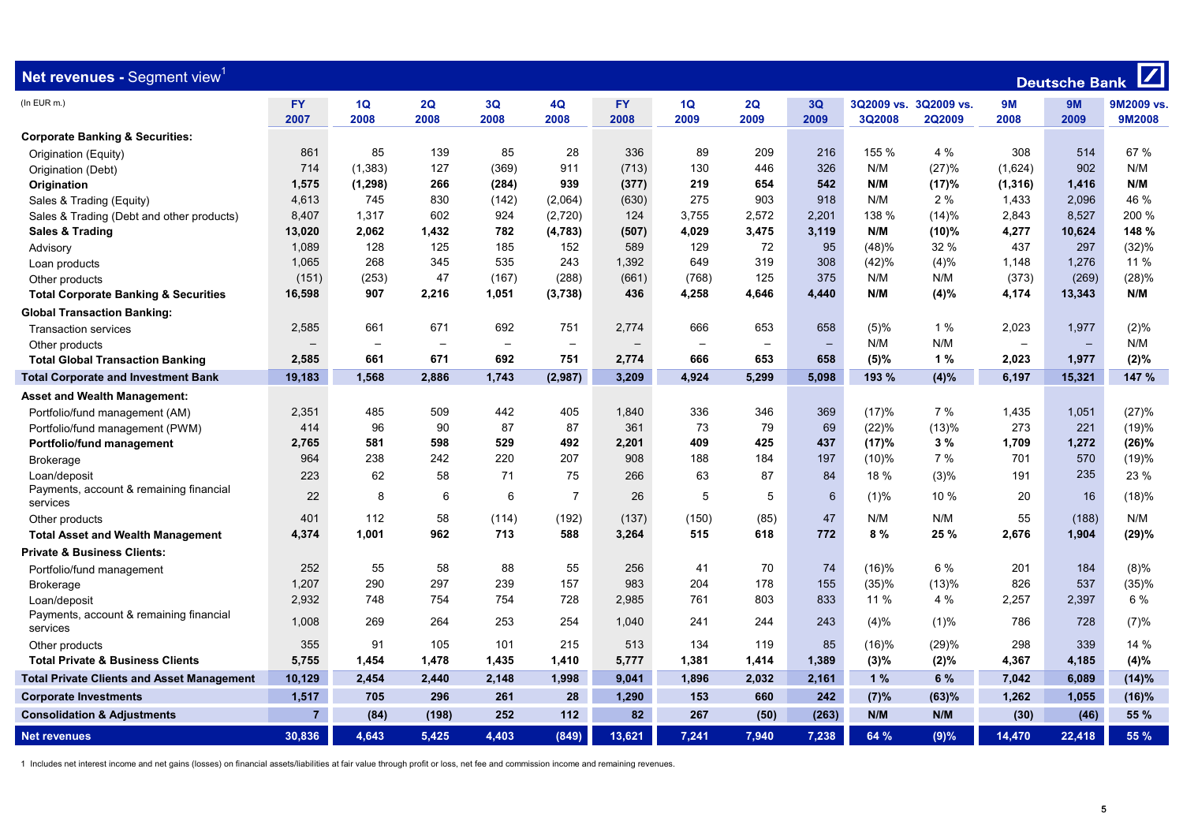## Net revenues - Segment view[1]

Deutsche Bank

| (In EUR m.) | FY 2007 | 1Q 2008 | 2Q 2008 | 3Q 2008 | 4Q 2008 | FY 2008 | 1Q 2009 | 2Q 2009 | 3Q 2009 | 3Q2009 vs. 3Q2008 | 3Q2009 vs. 2Q2009 | 9M 2008 | 9M 2009 | 9M2009 vs. 9M2008 |
|---|---|---|---|---|---|---|---|---|---|---|---|---|---|---|
| **Corporate Banking & Securities:** | | | | | | | | | | | | | | |
| Origination (Equity) | 861 | 85 | 139 | 85 | 28 | 336 | 89 | 209 | 216 | 155 % | 4 % | 308 | 514 | 67 % |
| Origination (Debt) | 714 | (1,383) | 127 | (369) | 911 | (713) | 130 | 446 | 326 | N/M | (27)% | (1,624) | 902 | N/M |
| **Origination** | **1,575** | **(1,298)** | **266** | **(284)** | **939** | **(377)** | **219** | **654** | **542** | **N/M** | **(17)%** | **(1,316)** | **1,416** | **N/M** |
| Sales & Trading (Equity) | 4,613 | 745 | 830 | (142) | (2,064) | (630) | 275 | 903 | 918 | N/M | 2 % | 1,433 | 2,096 | 46 % |
| Sales & Trading (Debt and other products) | 8,407 | 1,317 | 602 | 924 | (2,720) | 124 | 3,755 | 2,572 | 2,201 | 138 % | (14)% | 2,843 | 8,527 | 200 % |
| **Sales & Trading** | **13,020** | **2,062** | **1,432** | **782** | **(4,783)** | **(507)** | **4,029** | **3,475** | **3,119** | **N/M** | **(10)%** | **4,277** | **10,624** | **148 %** |
| Advisory | 1,089 | 128 | 125 | 185 | 152 | 589 | 129 | 72 | 95 | (48)% | 32 % | 437 | 297 | (32)% |
| Loan products | 1,065 | 268 | 345 | 535 | 243 | 1,392 | 649 | 319 | 308 | (42)% | (4)% | 1,148 | 1,276 | 11 % |
| Other products | (151) | (253) | 47 | (167) | (288) | (661) | (768) | 125 | 375 | N/M | N/M | (373) | (269) | (28)% |
| **Total Corporate Banking & Securities** | **16,598** | **907** | **2,216** | **1,051** | **(3,738)** | **436** | **4,258** | **4,646** | **4,440** | **N/M** | **(4)%** | **4,174** | **13,343** | **N/M** |
| **Global Transaction Banking:** | | | | | | | | | | | | | | |
| Transaction services | 2,585 | 661 | 671 | 692 | 751 | 2,774 | 666 | 653 | 658 | (5)% | 1 % | 2,023 | 1,977 | (2)% |
| Other products | – | – | – | – | – | – | – | – | – | N/M | N/M | – | – | N/M |
| **Total Global Transaction Banking** | **2,585** | **661** | **671** | **692** | **751** | **2,774** | **666** | **653** | **658** | **(5)%** | **1 %** | **2,023** | **1,977** | **(2)%** |
| **Total Corporate and Investment Bank** | **19,183** | **1,568** | **2,886** | **1,743** | **(2,987)** | **3,209** | **4,924** | **5,299** | **5,098** | **193 %** | **(4)%** | **6,197** | **15,321** | **147 %** |
| **Asset and Wealth Management:** | | | | | | | | | | | | | | |
| Portfolio/fund management (AM) | 2,351 | 485 | 509 | 442 | 405 | 1,840 | 336 | 346 | 369 | (17)% | 7 % | 1,435 | 1,051 | (27)% |
| Portfolio/fund management (PWM) | 414 | 96 | 90 | 87 | 87 | 361 | 73 | 79 | 69 | (22)% | (13)% | 273 | 221 | (19)% |
| **Portfolio/fund management** | **2,765** | **581** | **598** | **529** | **492** | **2,201** | **409** | **425** | **437** | **(17)%** | **3 %** | **1,709** | **1,272** | **(26)%** |
| Brokerage | 964 | 238 | 242 | 220 | 207 | 908 | 188 | 184 | 197 | (10)% | 7 % | 701 | 570 | (19)% |
| Loan/deposit | 223 | 62 | 58 | 71 | 75 | 266 | 63 | 87 | 84 | 18 % | (3)% | 191 | 235 | 23 % |
| Payments, account & remaining financial services | 22 | 8 | 6 | 6 | 7 | 26 | 5 | 5 | 6 | (1)% | 10 % | 20 | 16 | (18)% |
| Other products | 401 | 112 | 58 | (114) | (192) | (137) | (150) | (85) | 47 | N/M | N/M | 55 | (188) | N/M |
| **Total Asset and Wealth Management** | **4,374** | **1,001** | **962** | **713** | **588** | **3,264** | **515** | **618** | **772** | **8 %** | **25 %** | **2,676** | **1,904** | **(29)%** |
| **Private & Business Clients:** | | | | | | | | | | | | | | |
| Portfolio/fund management | 252 | 55 | 58 | 88 | 55 | 256 | 41 | 70 | 74 | (16)% | 6 % | 201 | 184 | (8)% |
| Brokerage | 1,207 | 290 | 297 | 239 | 157 | 983 | 204 | 178 | 155 | (35)% | (13)% | 826 | 537 | (35)% |
| Loan/deposit | 2,932 | 748 | 754 | 754 | 728 | 2,985 | 761 | 803 | 833 | 11 % | 4 % | 2,257 | 2,397 | 6 % |
| Payments, account & remaining financial services | 1,008 | 269 | 264 | 253 | 254 | 1,040 | 241 | 244 | 243 | (4)% | (1)% | 786 | 728 | (7)% |
| Other products | 355 | 91 | 105 | 101 | 215 | 513 | 134 | 119 | 85 | (16)% | (29)% | 298 | 339 | 14 % |
| **Total Private & Business Clients** | **5,755** | **1,454** | **1,478** | **1,435** | **1,410** | **5,777** | **1,381** | **1,414** | **1,389** | **(3)%** | **(2)%** | **4,367** | **4,185** | **(4)%** |
| **Total Private Clients and Asset Management** | **10,129** | **2,454** | **2,440** | **2,148** | **1,998** | **9,041** | **1,896** | **2,032** | **2,161** | **1 %** | **6 %** | **7,042** | **6,089** | **(14)%** |
| **Corporate Investments** | **1,517** | **705** | **296** | **261** | **28** | **1,290** | **153** | **660** | **242** | **(7)%** | **(63)%** | **1,262** | **1,055** | **(16)%** |
| **Consolidation & Adjustments** | **7** | **(84)** | **(198)** | **252** | **112** | **82** | **267** | **(50)** | **(263)** | **N/M** | **N/M** | **(30)** | **(46)** | **55 %** |
| **Net revenues** | **30,836** | **4,643** | **5,425** | **4,403** | **(849)** | **13,621** | **7,241** | **7,940** | **7,238** | **64 %** | **(9)%** | **14,470** | **22,418** | **55 %** |

1 Includes net interest income and net gains (losses) on financial assets/liabilities at fair value through profit or loss, net fee and commission income and remaining revenues.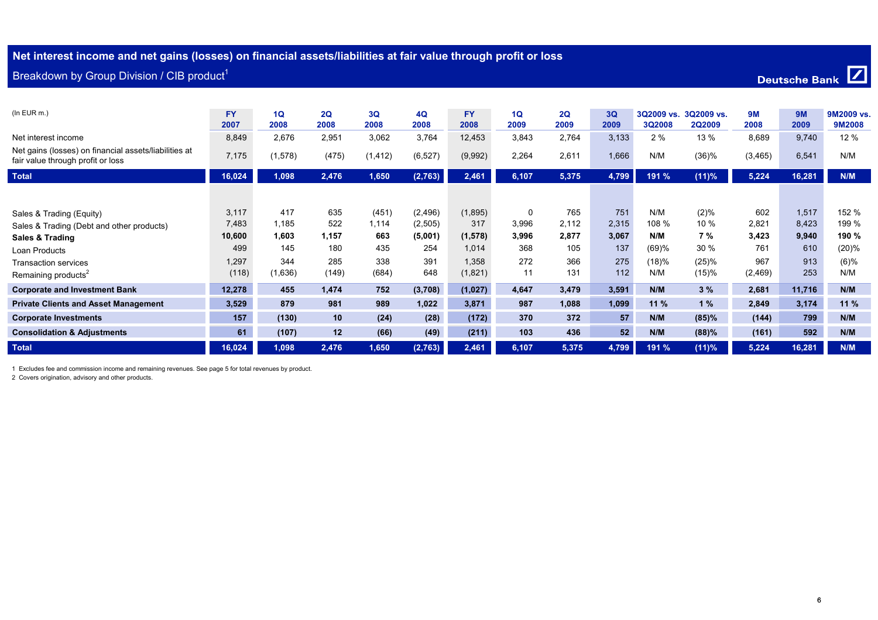## Net interest income and net gains (losses) on financial assets/liabilities at fair value through profit or loss

### Breakdown by Group Division / CIB product[1]

| (In EUR m.) | FY 2007 | 1Q 2008 | 2Q 2008 | 3Q 2008 | 4Q 2008 | FY 2008 | 1Q 2009 | 2Q 2009 | 3Q 2009 | 3Q2009 vs. 3Q2008 | 3Q2009 vs. 2Q2009 | 9M 2008 | 9M 2009 | 9M2009 vs. 9M2008 |
|---|---|---|---|---|---|---|---|---|---|---|---|---|---|---|
| Net interest income | 8,849 | 2,676 | 2,951 | 3,062 | 3,764 | 12,453 | 3,843 | 2,764 | 3,133 | 2 % | 13 % | 8,689 | 9,740 | 12 % |
| Net gains (losses) on financial assets/liabilities at fair value through profit or loss | 7,175 | (1,578) | (475) | (1,412) | (6,527) | (9,992) | 2,264 | 2,611 | 1,666 | N/M | (36)% | (3,465) | 6,541 | N/M |
| **Total** | **16,024** | **1,098** | **2,476** | **1,650** | **(2,763)** | **2,461** | **6,107** | **5,375** | **4,799** | **191 %** | **(11)%** | **5,224** | **16,281** | **N/M** |
| Sales & Trading (Equity) | 3,117 | 417 | 635 | (451) | (2,496) | (1,895) | 0 | 765 | 751 | N/M | (2)% | 602 | 1,517 | 152 % |
| Sales & Trading (Debt and other products) | 7,483 | 1,185 | 522 | 1,114 | (2,505) | 317 | 3,996 | 2,112 | 2,315 | 108 % | 10 % | 2,821 | 8,423 | 199 % |
| **Sales & Trading** | **10,600** | **1,603** | **1,157** | **663** | **(5,001)** | **(1,578)** | **3,996** | **2,877** | **3,067** | **N/M** | **7 %** | **3,423** | **9,940** | **190 %** |
| Loan Products | 499 | 145 | 180 | 435 | 254 | 1,014 | 368 | 105 | 137 | (69)% | 30 % | 761 | 610 | (20)% |
| Transaction services | 1,297 | 344 | 285 | 338 | 391 | 1,358 | 272 | 366 | 275 | (18)% | (25)% | 967 | 913 | (6)% |
| Remaining products[2] | (118) | (1,636) | (149) | (684) | 648 | (1,821) | 11 | 131 | 112 | N/M | (15)% | (2,469) | 253 | N/M |
| **Corporate and Investment Bank** | **12,278** | **455** | **1,474** | **752** | **(3,708)** | **(1,027)** | **4,647** | **3,479** | **3,591** | **N/M** | **3 %** | **2,681** | **11,716** | **N/M** |
| **Private Clients and Asset Management** | **3,529** | **879** | **981** | **989** | **1,022** | **3,871** | **987** | **1,088** | **1,099** | **11 %** | **1 %** | **2,849** | **3,174** | **11 %** |
| **Corporate Investments** | **157** | **(130)** | **10** | **(24)** | **(28)** | **(172)** | **370** | **372** | **57** | **N/M** | **(85)%** | **(144)** | **799** | **N/M** |
| **Consolidation & Adjustments** | **61** | **(107)** | **12** | **(66)** | **(49)** | **(211)** | **103** | **436** | **52** | **N/M** | **(88)%** | **(161)** | **592** | **N/M** |
| **Total** | **16,024** | **1,098** | **2,476** | **1,650** | **(2,763)** | **2,461** | **6,107** | **5,375** | **4,799** | **191 %** | **(11)%** | **5,224** | **16,281** | **N/M** |

1 Excludes fee and commission income and remaining revenues. See page 5 for total revenues by product.
2 Covers origination, advisory and other products.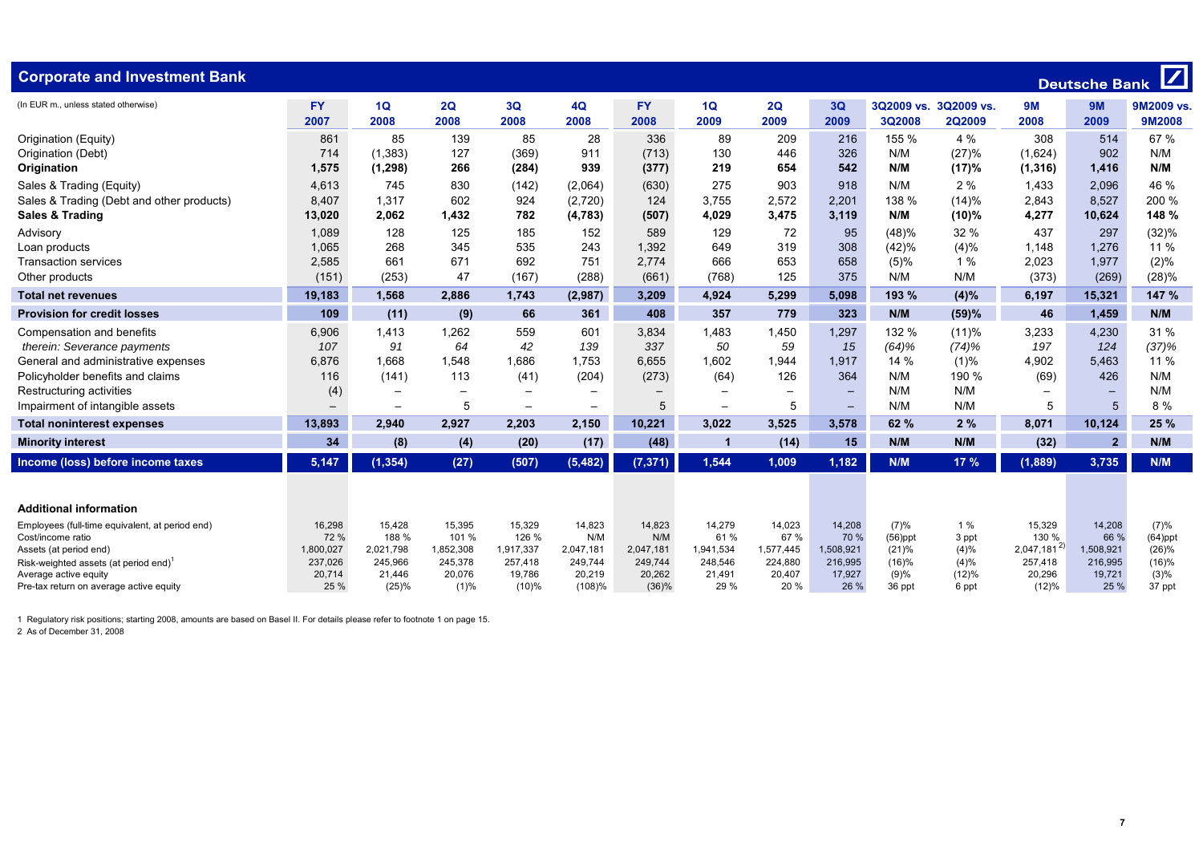# Corporate and Investment Bank

Deutsche Bank

| (In EUR m., unless stated otherwise) | FY 2007 | 1Q 2008 | 2Q 2008 | 3Q 2008 | 4Q 2008 | FY 2008 | 1Q 2009 | 2Q 2009 | 3Q 2009 | 3Q2009 vs. 3Q2008 | 3Q2009 vs. 2Q2009 | 9M 2008 | 9M 2009 | 9M2009 vs. 9M2008 |
|---|---|---|---|---|---|---|---|---|---|---|---|---|---|---|
| Origination (Equity) | 861 | 85 | 139 | 85 | 28 | 336 | 89 | 209 | 216 | 155 % | 4 % | 308 | 514 | 67 % |
| Origination (Debt) | 714 | (1,383) | 127 | (369) | 911 | (713) | 130 | 446 | 326 | N/M | (27)% | (1,624) | 902 | N/M |
| **Origination** | **1,575** | **(1,298)** | **266** | **(284)** | **939** | **(377)** | **219** | **654** | **542** | **N/M** | **(17)%** | **(1,316)** | **1,416** | **N/M** |
| Sales & Trading (Equity) | 4,613 | 745 | 830 | (142) | (2,064) | (630) | 275 | 903 | 918 | N/M | 2 % | 1,433 | 2,096 | 46 % |
| Sales & Trading (Debt and other products) | 8,407 | 1,317 | 602 | 924 | (2,720) | 124 | 3,755 | 2,572 | 2,201 | 138 % | (14)% | 2,843 | 8,527 | 200 % |
| **Sales & Trading** | **13,020** | **2,062** | **1,432** | **782** | **(4,783)** | **(507)** | **4,029** | **3,475** | **3,119** | **N/M** | **(10)%** | **4,277** | **10,624** | **148 %** |
| Advisory | 1,089 | 128 | 125 | 185 | 152 | 589 | 129 | 72 | 95 | (48)% | 32 % | 437 | 297 | (32)% |
| Loan products | 1,065 | 268 | 345 | 535 | 243 | 1,392 | 649 | 319 | 308 | (42)% | (4)% | 1,148 | 1,276 | 11 % |
| Transaction services | 2,585 | 661 | 671 | 692 | 751 | 2,774 | 666 | 653 | 658 | (5)% | 1 % | 2,023 | 1,977 | (2)% |
| Other products | (151) | (253) | 47 | (167) | (288) | (661) | (768) | 125 | 375 | N/M | N/M | (373) | (269) | (28)% |
| **Total net revenues** | **19,183** | **1,568** | **2,886** | **1,743** | **(2,987)** | **3,209** | **4,924** | **5,299** | **5,098** | **193 %** | **(4)%** | **6,197** | **15,321** | **147 %** |
| **Provision for credit losses** | **109** | **(11)** | **(9)** | **66** | **361** | **408** | **357** | **779** | **323** | **N/M** | **(59)%** | **46** | **1,459** | **N/M** |
| Compensation and benefits | 6,906 | 1,413 | 1,262 | 559 | 601 | 3,834 | 1,483 | 1,450 | 1,297 | 132 % | (11)% | 3,233 | 4,230 | 31 % |
| *therein: Severance payments* | *107* | *91* | *64* | *42* | *139* | *337* | *50* | *59* | *15* | *(64)%* | *(74)%* | *197* | *124* | *(37)%* |
| General and administrative expenses | 6,876 | 1,668 | 1,548 | 1,686 | 1,753 | 6,655 | 1,602 | 1,944 | 1,917 | 14 % | (1)% | 4,902 | 5,463 | 11 % |
| Policyholder benefits and claims | 116 | (141) | 113 | (41) | (204) | (273) | (64) | 126 | 364 | N/M | 190 % | (69) | 426 | N/M |
| Restructuring activities | (4) | – | – | – | – | – | – | – | – | N/M | N/M | – | – | N/M |
| Impairment of intangible assets | – | – | – | 5 | – | 5 | – | – | – | N/M | N/M | 5 | – | N/M |
| **Total noninterest expenses** | **13,893** | **2,940** | **2,927** | **2,203** | **2,150** | **10,221** | **3,022** | **3,525** | **3,578** | **62 %** | **2 %** | **8,071** | **10,124** | **25 %** |
| **Minority interest** | **34** | **(8)** | **(4)** | **(20)** | **(17)** | **(48)** | **1** | **(14)** | **15** | **N/M** | **N/M** | **(32)** | **2** | **N/M** |
| **Income (loss) before income taxes** | **5,147** | **(1,354)** | **(27)** | **(507)** | **(5,482)** | **(7,371)** | **1,544** | **1,009** | **1,182** | **N/M** | **17 %** | **(1,889)** | **3,735** | **N/M** |
| **Additional information** | | | | | | | | | | | | | | |
| Employees (full-time equivalent, at period end) | 16,298 | 15,428 | 15,395 | 15,329 | 14,823 | 14,823 | 14,279 | 14,023 | 14,208 | (7)% | 1 % | 15,329 | 14,208 | (7)% |
| Cost/income ratio | 72 % | 188 % | 101 % | 126 % | N/M | N/M | 61 % | 67 % | 70 % | (56)ppt | 3 ppt | 130 % | 66 % | (64)ppt |
| Assets (at period end) | 1,800,027 | 2,021,798 | 1,852,308 | 1,917,337 | 2,047,181 | 2,047,181 | 1,941,534 | 1,577,445 | 1,508,921 | (21)% | (4)% | 2,047,181 [2] | 1,508,921 | (26)% |
| Risk-weighted assets (at period end) [1] | 237,026 | 245,966 | 245,378 | 257,418 | 249,744 | 249,744 | 248,546 | 224,880 | 216,995 | (16)% | (4)% | 257,418 | 216,995 | (16)% |
| Average active equity | 20,714 | 21,446 | 20,076 | 19,786 | 20,219 | 20,262 | 21,491 | 20,407 | 17,927 | (9)% | (12)% | 20,296 | 19,721 | (3)% |
| Pre-tax return on average active equity | 25 % | (25)% | (1)% | (10)% | (108)% | (36)% | 29 % | 20 % | 26 % | 36 ppt | 6 ppt | (12)% | 25 % | 37 ppt |

1 Regulatory risk positions; starting 2008, amounts are based on Basel II. For details please refer to footnote 1 on page 15.
2 As of December 31, 2008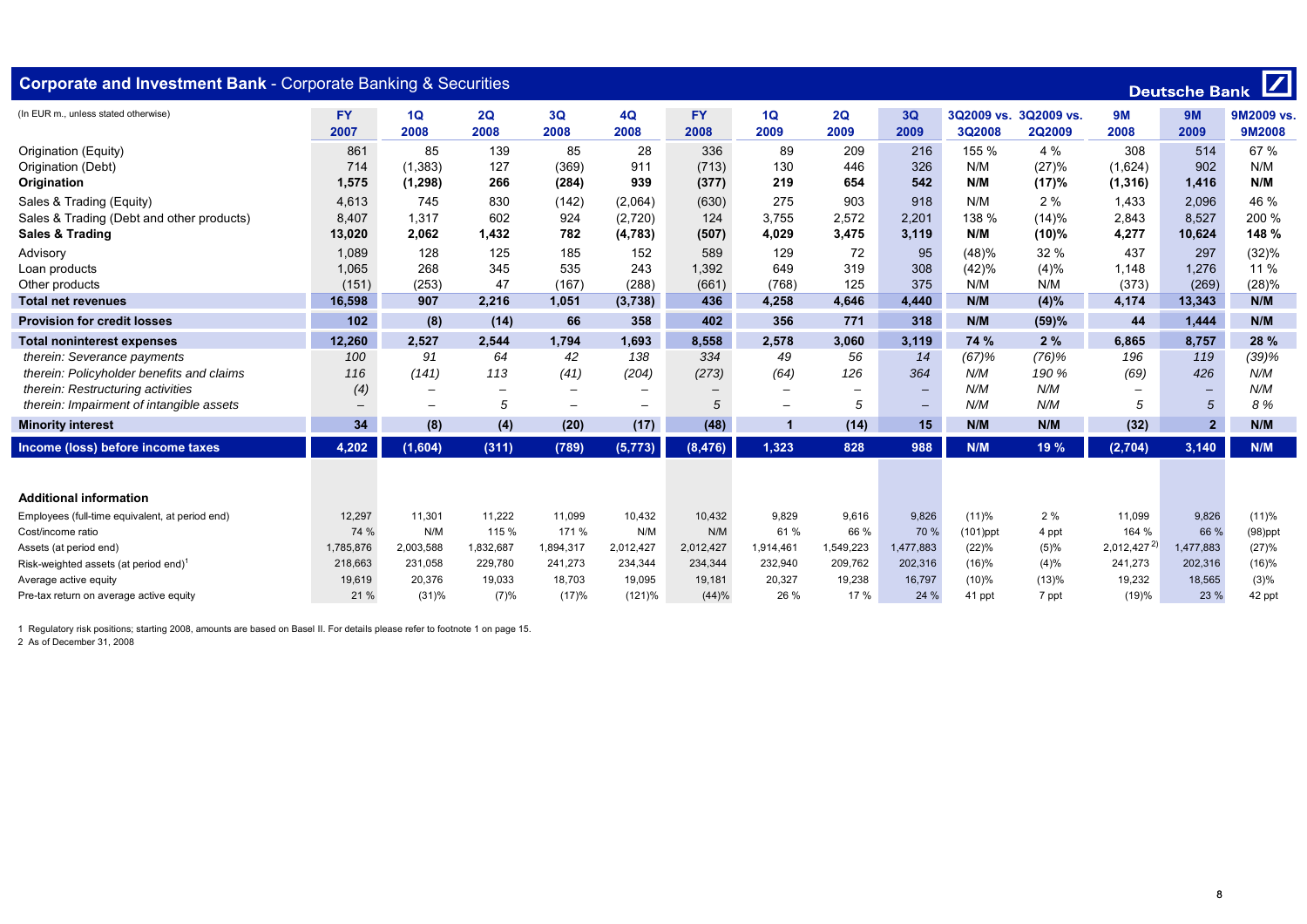## Corporate and Investment Bank - Corporate Banking & Securities

Deutsche Bank

| (In EUR m., unless stated otherwise) | FY 2007 | 1Q 2008 | 2Q 2008 | 3Q 2008 | 4Q 2008 | FY 2008 | 1Q 2009 | 2Q 2009 | 3Q 2009 | 3Q2009 vs. 3Q2008 | 3Q2009 vs. 2Q2009 | 9M 2008 | 9M 2009 | 9M2009 vs. 9M2008 |
|---|---|---|---|---|---|---|---|---|---|---|---|---|---|---|
| Origination (Equity) | 861 | 85 | 139 | 85 | 28 | 336 | 89 | 209 | 216 | 155 % | 4 % | 308 | 514 | 67 % |
| Origination (Debt) | 714 | (1,383) | 127 | (369) | 911 | (713) | 130 | 446 | 326 | N/M | (27)% | (1,624) | 902 | N/M |
| **Origination** | **1,575** | **(1,298)** | **266** | **(284)** | **939** | **(377)** | **219** | **654** | **542** | **N/M** | **(17)%** | **(1,316)** | **1,416** | **N/M** |
| Sales & Trading (Equity) | 4,613 | 745 | 830 | (142) | (2,064) | (630) | 275 | 903 | 918 | N/M | 2 % | 1,433 | 2,096 | 46 % |
| Sales & Trading (Debt and other products) | 8,407 | 1,317 | 602 | 924 | (2,720) | 124 | 3,755 | 2,572 | 2,201 | 138 % | (14)% | 2,843 | 8,527 | 200 % |
| **Sales & Trading** | **13,020** | **2,062** | **1,432** | **782** | **(4,783)** | **(507)** | **4,029** | **3,475** | **3,119** | **N/M** | **(10)%** | **4,277** | **10,624** | **148 %** |
| Advisory | 1,089 | 128 | 125 | 185 | 152 | 589 | 129 | 72 | 95 | (48)% | 32 % | 437 | 297 | (32)% |
| Loan products | 1,065 | 268 | 345 | 535 | 243 | 1,392 | 649 | 319 | 308 | (42)% | (4)% | 1,148 | 1,276 | 11 % |
| Other products | (151) | (253) | 47 | (167) | (288) | (661) | (768) | 125 | 375 | N/M | N/M | (373) | (269) | (28)% |
| **Total net revenues** | **16,598** | **907** | **2,216** | **1,051** | **(3,738)** | **436** | **4,258** | **4,646** | **4,440** | **N/M** | **(4)%** | **4,174** | **13,343** | **N/M** |
| **Provision for credit losses** | **102** | **(8)** | **(14)** | **66** | **358** | **402** | **356** | **771** | **318** | **N/M** | **(59)%** | **44** | **1,444** | **N/M** |
| **Total noninterest expenses** | **12,260** | **2,527** | **2,544** | **1,794** | **1,693** | **8,558** | **2,578** | **3,060** | **3,119** | **74 %** | **2 %** | **6,865** | **8,757** | **28 %** |
| *therein: Severance payments* | *100* | *91* | *64* | *42* | *138* | *334* | *49* | *56* | *14* | *(67)%* | *(76)%* | *196* | *119* | *(39)%* |
| *therein: Policyholder benefits and claims* | *116* | *(141)* | *113* | *(41)* | *(204)* | *(273)* | *(64)* | *126* | *364* | *N/M* | *190 %* | *(69)* | *426* | *N/M* |
| *therein: Restructuring activities* | *(4)* | *–* | *–* | *–* | *–* | *–* | *–* | *–* | *–* | *N/M* | *N/M* | *–* | *–* | *N/M* |
| *therein: Impairment of intangible assets* | *–* | *–* | *5* | *–* | *–* | *5* | *–* | *5* | *–* | *N/M* | *N/M* | *5* | *5* | *8 %* |
| **Minority interest** | **34** | **(8)** | **(4)** | **(20)** | **(17)** | **(48)** | **1** | **(14)** | **15** | **N/M** | **N/M** | **(32)** | **2** | **N/M** |
| **Income (loss) before income taxes** | **4,202** | **(1,604)** | **(311)** | **(789)** | **(5,773)** | **(8,476)** | **1,323** | **828** | **988** | **N/M** | **19 %** | **(2,704)** | **3,140** | **N/M** |
| **Additional information** | | | | | | | | | | | | | | |
| Employees (full-time equivalent, at period end) | 12,297 | 11,301 | 11,222 | 11,099 | 10,432 | 10,432 | 9,829 | 9,616 | 9,826 | (11)% | 2 % | 11,099 | 9,826 | (11)% |
| Cost/income ratio | 74 % | N/M | 115 % | 171 % | N/M | N/M | 61 % | 66 % | 70 % | (101)ppt | 4 ppt | 164 % | 66 % | (98)ppt |
| Assets (at period end) | 1,785,876 | 2,003,588 | 1,832,687 | 1,894,317 | 2,012,427 | 2,012,427 | 1,914,461 | 1,549,223 | 1,477,883 | (22)% | (5)% | 2,012,427 [2] | 1,477,883 | (27)% |
| Risk-weighted assets (at period end)[1] | 218,663 | 231,058 | 229,780 | 241,273 | 234,344 | 234,344 | 232,940 | 209,762 | 202,316 | (16)% | (4)% | 241,273 | 202,316 | (16)% |
| Average active equity | 19,619 | 20,376 | 19,033 | 18,703 | 19,095 | 19,181 | 20,327 | 19,238 | 16,797 | (10)% | (13)% | 19,232 | 18,565 | (3)% |
| Pre-tax return on average active equity | 21 % | (31)% | (7)% | (17)% | (121)% | (44)% | 26 % | 17 % | 24 % | 41 ppt | 7 ppt | (19)% | 23 % | 42 ppt |

1 Regulatory risk positions; starting 2008, amounts are based on Basel II. For details please refer to footnote 1 on page 15.
2 As of December 31, 2008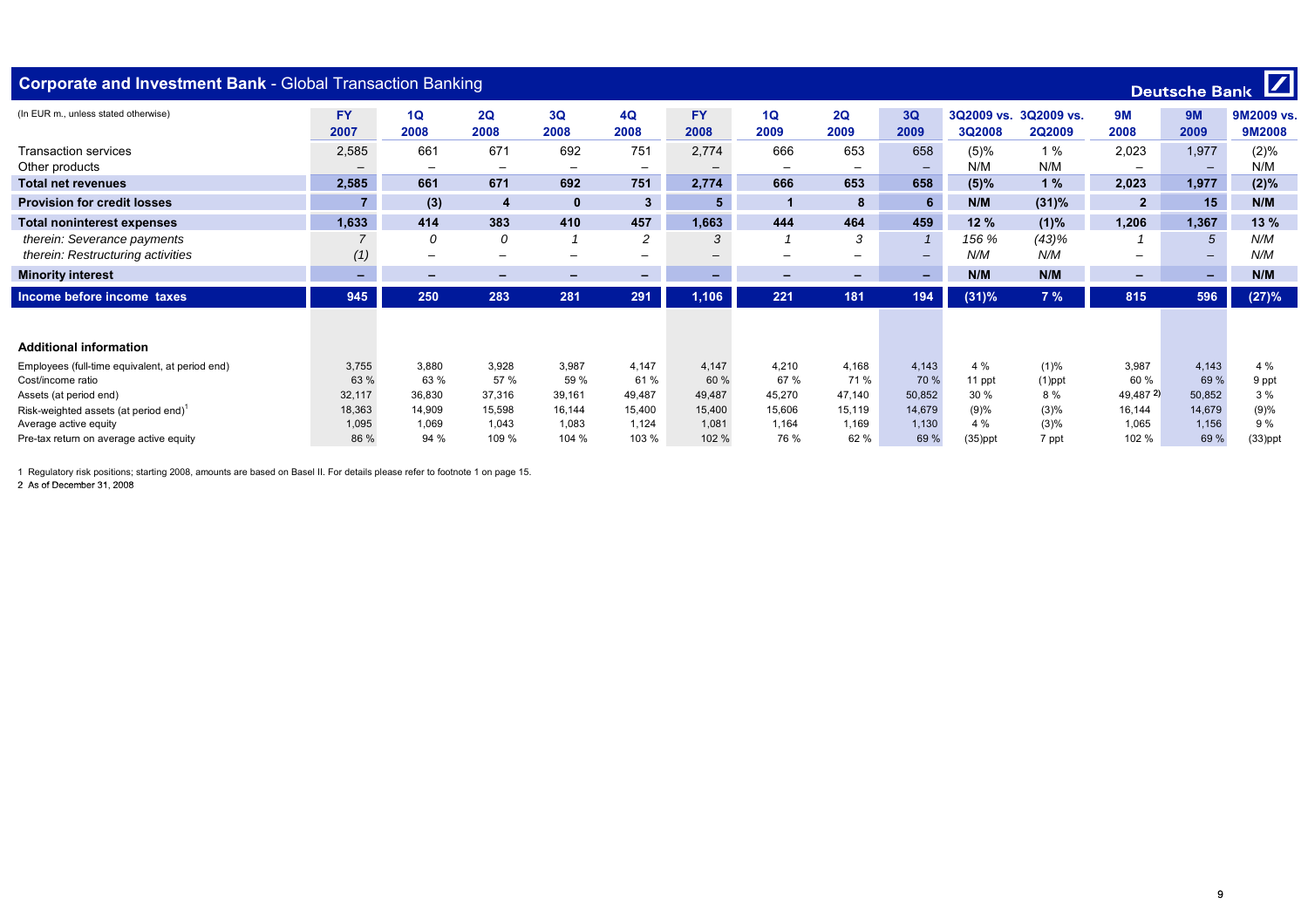## Corporate and Investment Bank - Global Transaction Banking

| (In EUR m., unless stated otherwise) | FY 2007 | 1Q 2008 | 2Q 2008 | 3Q 2008 | 4Q 2008 | FY 2008 | 1Q 2009 | 2Q 2009 | 3Q 2009 | 3Q2009 vs. 3Q2008 | 3Q2009 vs. 2Q2009 | 9M 2008 | 9M 2009 | 9M2009 vs. 9M2008 |
|---|---|---|---|---|---|---|---|---|---|---|---|---|---|---|
| Transaction services | 2,585 | 661 | 671 | 692 | 751 | 2,774 | 666 | 653 | 658 | (5)% | 1 % | 2,023 | 1,977 | (2)% |
| Other products | – | – | – | – | – | – | – | – | – | N/M | N/M | – | – | N/M |
| **Total net revenues** | **2,585** | **661** | **671** | **692** | **751** | **2,774** | **666** | **653** | **658** | **(5)%** | **1 %** | **2,023** | **1,977** | **(2)%** |
| **Provision for credit losses** | **7** | **(3)** | **4** | **0** | **3** | **5** | **1** | **8** | **6** | **N/M** | **(31)%** | **2** | **15** | **N/M** |
| **Total noninterest expenses** | **1,633** | **414** | **383** | **410** | **457** | **1,663** | **444** | **464** | **459** | **12 %** | **(1)%** | **1,206** | **1,367** | **13 %** |
| *therein: Severance payments* | *7* | *0* | *0* | *1* | *2* | *3* | *1* | *3* | *1* | *156 %* | *(43)%* | *1* | *5* | *N/M* |
| *therein: Restructuring activities* | *(1)* | – | – | – | – | – | – | – | – | *N/M* | *N/M* | – | – | *N/M* |
| **Minority interest** | **–** | **–** | **–** | **–** | **–** | **–** | **–** | **–** | **–** | **N/M** | **N/M** | **–** | **–** | **N/M** |
| **Income before income taxes** | **945** | **250** | **283** | **281** | **291** | **1,106** | **221** | **181** | **194** | **(31)%** | **7 %** | **815** | **596** | **(27)%** |
| **Additional information** | | | | | | | | | | | | | | |
| Employees (full-time equivalent, at period end) | 3,755 | 3,880 | 3,928 | 3,987 | 4,147 | 4,147 | 4,210 | 4,168 | 4,143 | 4 % | (1)% | 3,987 | 4,143 | 4 % |
| Cost/income ratio | 63 % | 63 % | 57 % | 59 % | 61 % | 60 % | 67 % | 71 % | 70 % | 11 ppt | (1)ppt | 60 % | 69 % | 9 ppt |
| Assets (at period end) | 32,117 | 36,830 | 37,316 | 39,161 | 49,487 | 49,487 | 45,270 | 47,140 | 50,852 | 30 % | 8 % | 49,487 [2] | 50,852 | 3 % |
| Risk-weighted assets (at period end)[1] | 18,363 | 14,909 | 15,598 | 16,144 | 15,400 | 15,400 | 15,606 | 15,119 | 14,679 | (9)% | (3)% | 16,144 | 14,679 | (9)% |
| Average active equity | 1,095 | 1,069 | 1,043 | 1,083 | 1,124 | 1,081 | 1,164 | 1,169 | 1,130 | 4 % | (3)% | 1,065 | 1,156 | 9 % |
| Pre-tax return on average active equity | 86 % | 94 % | 109 % | 104 % | 103 % | 102 % | 76 % | 62 % | 69 % | (35)ppt | 7 ppt | 102 % | 69 % | (33)ppt |

1 Regulatory risk positions; starting 2008, amounts are based on Basel II. For details please refer to footnote 1 on page 15.
2 As of December 31, 2008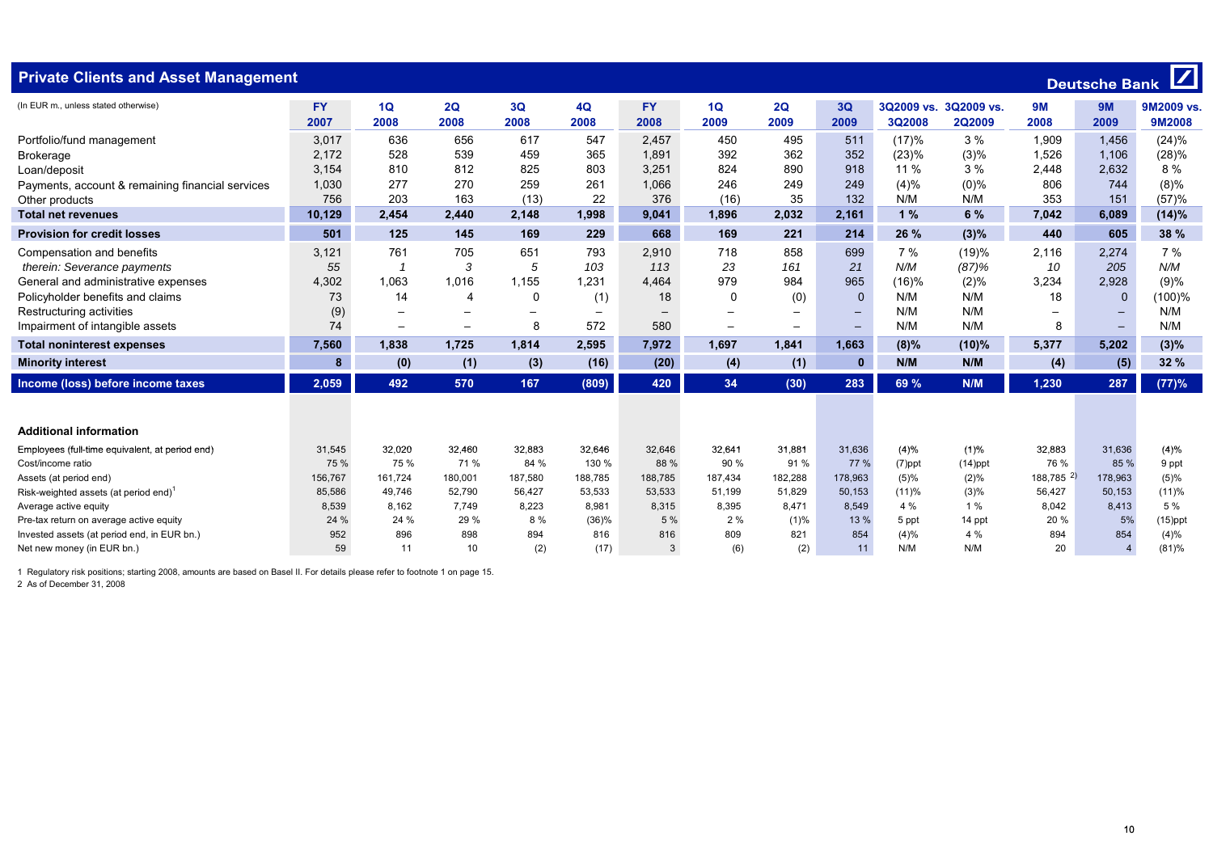## Private Clients and Asset Management

Deutsche Bank

| (In EUR m., unless stated otherwise) | FY 2007 | 1Q 2008 | 2Q 2008 | 3Q 2008 | 4Q 2008 | FY 2008 | 1Q 2009 | 2Q 2009 | 3Q 2009 | 3Q2009 vs. 3Q2008 | 3Q2009 vs. 2Q2009 | 9M 2008 | 9M 2009 | 9M2009 vs. 9M2008 |
|---|---|---|---|---|---|---|---|---|---|---|---|---|---|---|
| Portfolio/fund management | 3,017 | 636 | 656 | 617 | 547 | 2,457 | 450 | 495 | 511 | (17)% | 3 % | 1,909 | 1,456 | (24)% |
| Brokerage | 2,172 | 528 | 539 | 459 | 365 | 1,891 | 392 | 362 | 352 | (23)% | (3)% | 1,526 | 1,106 | (28)% |
| Loan/deposit | 3,154 | 810 | 812 | 825 | 803 | 3,251 | 824 | 890 | 918 | 11 % | 3 % | 2,448 | 2,632 | 8 % |
| Payments, account & remaining financial services | 1,030 | 277 | 270 | 259 | 261 | 1,066 | 246 | 249 | 249 | (4)% | (0)% | 806 | 744 | (8)% |
| Other products | 756 | 203 | 163 | (13) | 22 | 376 | (16) | 35 | 132 | N/M | N/M | 353 | 151 | (57)% |
| **Total net revenues** | **10,129** | **2,454** | **2,440** | **2,148** | **1,998** | **9,041** | **1,896** | **2,032** | **2,161** | **1 %** | **6 %** | **7,042** | **6,089** | **(14)%** |
| **Provision for credit losses** | **501** | **125** | **145** | **169** | **229** | **668** | **169** | **221** | **214** | **26 %** | **(3)%** | **440** | **605** | **38 %** |
| Compensation and benefits | 3,121 | 761 | 705 | 651 | 793 | 2,910 | 718 | 858 | 699 | 7 % | (19)% | 2,116 | 2,274 | 7 % |
| *therein: Severance payments* | *55* | *1* | *3* | *5* | *103* | *113* | *23* | *161* | *21* | *N/M* | *(87)%* | *10* | *205* | *N/M* |
| General and administrative expenses | 4,302 | 1,063 | 1,016 | 1,155 | 1,231 | 4,464 | 979 | 984 | 965 | (16)% | (2)% | 3,234 | 2,928 | (9)% |
| Policyholder benefits and claims | 73 | 14 | 4 | 0 | (1) | 18 | 0 | (0) | 0 | N/M | N/M | 18 | 0 | (100)% |
| Restructuring activities | (9) | – | – | – | – | – | – | – | – | N/M | N/M | – | – | N/M |
| Impairment of intangible assets | 74 | – | – | 8 | 572 | 580 | – | – | – | N/M | N/M | 8 | – | N/M |
| **Total noninterest expenses** | **7,560** | **1,838** | **1,725** | **1,814** | **2,595** | **7,972** | **1,697** | **1,841** | **1,663** | **(8)%** | **(10)%** | **5,377** | **5,202** | **(3)%** |
| **Minority interest** | **8** | **(0)** | **(1)** | **(3)** | **(16)** | **(20)** | **(4)** | **(1)** | **0** | **N/M** | **N/M** | **(4)** | **(5)** | **32 %** |
| **Income (loss) before income taxes** | **2,059** | **492** | **570** | **167** | **(809)** | **420** | **34** | **(30)** | **283** | **69 %** | **N/M** | **1,230** | **287** | **(77)%** |
| **Additional information** | | | | | | | | | | | | | | |
| Employees (full-time equivalent, at period end) | 31,545 | 32,020 | 32,460 | 32,883 | 32,646 | 32,646 | 32,641 | 31,881 | 31,636 | (4)% | (1)% | 32,883 | 31,636 | (4)% |
| Cost/income ratio | 75 % | 75 % | 71 % | 84 % | 130 % | 88 % | 90 % | 91 % | 77 % | (7)ppt | (14)ppt | 76 % | 85 % | 9 ppt |
| Assets (at period end) | 156,767 | 161,724 | 180,001 | 187,580 | 188,785 | 188,785 | 187,434 | 182,288 | 178,963 | (5)% | (2)% | 188,785 [2] | 178,963 | (5)% |
| Risk-weighted assets (at period end)[1] | 85,586 | 49,746 | 52,790 | 56,427 | 53,533 | 53,533 | 51,199 | 51,829 | 50,153 | (11)% | (3)% | 56,427 | 50,153 | (11)% |
| Average active equity | 8,539 | 8,162 | 7,749 | 8,223 | 8,981 | 8,315 | 8,395 | 8,471 | 8,549 | 4 % | 1 % | 8,042 | 8,413 | 5 % |
| Pre-tax return on average active equity | 24 % | 24 % | 29 % | 8 % | (36)% | 5 % | 2 % | (1)% | 13 % | 5 ppt | 14 ppt | 20 % | 5% | (15)ppt |
| Invested assets (at period end, in EUR bn.) | 952 | 896 | 898 | 894 | 816 | 816 | 809 | 821 | 854 | (4)% | 4 % | 894 | 854 | (4)% |
| Net new money (in EUR bn.) | 59 | 11 | 10 | (2) | (17) | 3 | (6) | (2) | 11 | N/M | N/M | 20 | 4 | (81)% |

1 Regulatory risk positions; starting 2008, amounts are based on Basel II. For details please refer to footnote 1 on page 15.
2 As of December 31, 2008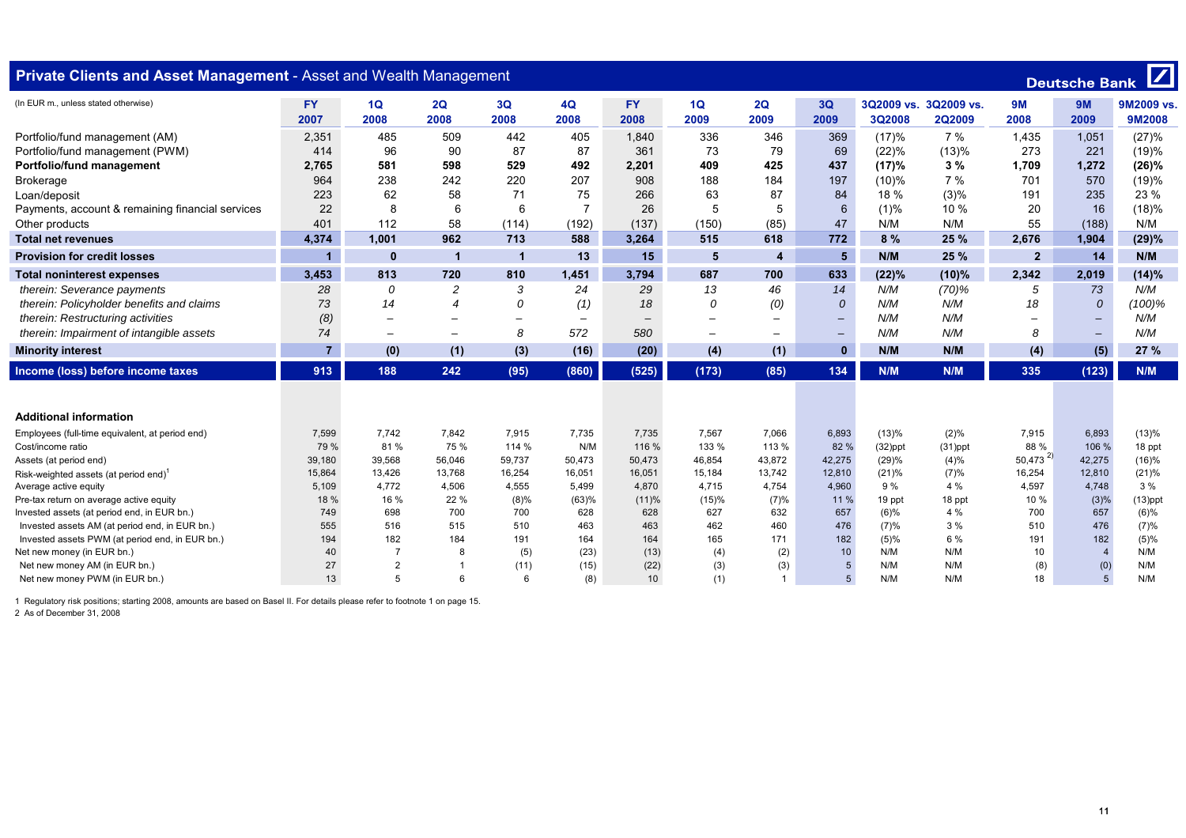## Private Clients and Asset Management - Asset and Wealth Management

Deutsche Bank

| (In EUR m., unless stated otherwise) | FY 2007 | 1Q 2008 | 2Q 2008 | 3Q 2008 | 4Q 2008 | FY 2008 | 1Q 2009 | 2Q 2009 | 3Q 2009 | 3Q2009 vs. 3Q2008 | 3Q2009 vs. 2Q2009 | 9M 2008 | 9M 2009 | 9M2009 vs. 9M2008 |
|---|---|---|---|---|---|---|---|---|---|---|---|---|---|---|
| Portfolio/fund management (AM) | 2,351 | 485 | 509 | 442 | 405 | 1,840 | 336 | 346 | 369 | (17)% | 7 % | 1,435 | 1,051 | (27)% |
| Portfolio/fund management (PWM) | 414 | 96 | 90 | 87 | 87 | 361 | 73 | 79 | 69 | (22)% | (13)% | 273 | 221 | (19)% |
| **Portfolio/fund management** | **2,765** | **581** | **598** | **529** | **492** | **2,201** | **409** | **425** | **437** | **(17)%** | **3 %** | **1,709** | **1,272** | **(26)%** |
| Brokerage | 964 | 238 | 242 | 220 | 207 | 908 | 188 | 184 | 197 | (10)% | 7 % | 701 | 570 | (19)% |
| Loan/deposit | 223 | 62 | 58 | 71 | 75 | 266 | 63 | 87 | 84 | 18 % | (3)% | 191 | 235 | 23 % |
| Payments, account & remaining financial services | 22 | 8 | 6 | 6 | 7 | 26 | 5 | 5 | 6 | (1)% | 10 % | 20 | 16 | (18)% |
| Other products | 401 | 112 | 58 | (114) | (192) | (137) | (150) | (85) | 47 | N/M | N/M | 55 | (188) | N/M |
| **Total net revenues** | **4,374** | **1,001** | **962** | **713** | **588** | **3,264** | **515** | **618** | **772** | **8 %** | **25 %** | **2,676** | **1,904** | **(29)%** |
| **Provision for credit losses** | **1** | **0** | **1** | **1** | **13** | **15** | **5** | **4** | **5** | **N/M** | **25 %** | **2** | **14** | **N/M** |
| **Total noninterest expenses** | **3,453** | **813** | **720** | **810** | **1,451** | **3,794** | **687** | **700** | **633** | **(22)%** | **(10)%** | **2,342** | **2,019** | **(14)%** |
| *therein: Severance payments* | *28* | *0* | *2* | *3* | *24* | *29* | *13* | *46* | *14* | *N/M* | *(70)%* | *5* | *73* | *N/M* |
| *therein: Policyholder benefits and claims* | *73* | *14* | *4* | *0* | *(1)* | *18* | *0* | *(0)* | *0* | *N/M* | *N/M* | *18* | *0* | *(100)%* |
| *therein: Restructuring activities* | *(8)* | *–* | *–* | *–* | *–* | *–* | *–* | *–* | *–* | *N/M* | *N/M* | *–* | *–* | *N/M* |
| *therein: Impairment of intangible assets* | *74* | *–* | *–* | *8* | *572* | *580* | *–* | *–* | *–* | *N/M* | *N/M* | *8* | *–* | *N/M* |
| **Minority interest** | **7** | **(0)** | **(1)** | **(3)** | **(16)** | **(20)** | **(4)** | **(1)** | **0** | **N/M** | **N/M** | **(4)** | **(5)** | **27 %** |
| **Income (loss) before income taxes** | **913** | **188** | **242** | **(95)** | **(860)** | **(525)** | **(173)** | **(85)** | **134** | **N/M** | **N/M** | **335** | **(123)** | **N/M** |
| **Additional information** | | | | | | | | | | | | | | |
| Employees (full-time equivalent, at period end) | 7,599 | 7,742 | 7,842 | 7,915 | 7,735 | 7,735 | 7,567 | 7,066 | 6,893 | (13)% | (2)% | 7,915 | 6,893 | (13)% |
| Cost/income ratio | 79 % | 81 % | 75 % | 114 % | N/M | 116 % | 133 % | 113 % | 82 % | (32)ppt | (31)ppt | 88 % | 106 % | 18 ppt |
| Assets (at period end) | 39,180 | 39,568 | 56,046 | 59,737 | 50,473 | 50,473 | 46,854 | 43,872 | 42,275 | (29)% | (4)% | 50,473 [2] | 42,275 | (16)% |
| Risk-weighted assets (at period end)[1] | 15,864 | 13,426 | 13,768 | 16,254 | 16,051 | 16,051 | 15,184 | 13,742 | 12,810 | (21)% | (7)% | 16,254 | 12,810 | (21)% |
| Average active equity | 5,109 | 4,772 | 4,506 | 4,555 | 5,499 | 4,870 | 4,715 | 4,754 | 4,960 | 9 % | 4 % | 4,597 | 4,748 | 3 % |
| Pre-tax return on average active equity | 18 % | 16 % | 22 % | (8)% | (63)% | (11)% | (15)% | (7)% | 11 % | 19 ppt | 18 ppt | 10 % | (3)% | (13)ppt |
| Invested assets (at period end, in EUR bn.) | 749 | 698 | 700 | 700 | 628 | 628 | 627 | 632 | 657 | (6)% | 4 % | 700 | 657 | (6)% |
| Invested assets AM (at period end, in EUR bn.) | 555 | 516 | 515 | 510 | 463 | 463 | 462 | 460 | 476 | (7)% | 3 % | 510 | 476 | (7)% |
| Invested assets PWM (at period end, in EUR bn.) | 194 | 182 | 184 | 191 | 164 | 164 | 165 | 171 | 182 | (5)% | 6 % | 191 | 182 | (5)% |
| Net new money (in EUR bn.) | 40 | 7 | 8 | (5) | (23) | (13) | (4) | (2) | 10 | N/M | N/M | 10 | 4 | N/M |
| Net new money AM (in EUR bn.) | 27 | 2 | 1 | (11) | (15) | (22) | (3) | (3) | 5 | N/M | N/M | (8) | (0) | N/M |
| Net new money PWM (in EUR bn.) | 13 | 5 | 6 | 6 | (8) | 10 | (1) | 1 | 5 | N/M | N/M | 18 | 5 | N/M |

1 Regulatory risk positions; starting 2008, amounts are based on Basel II. For details please refer to footnote 1 on page 15.
2 As of December 31, 2008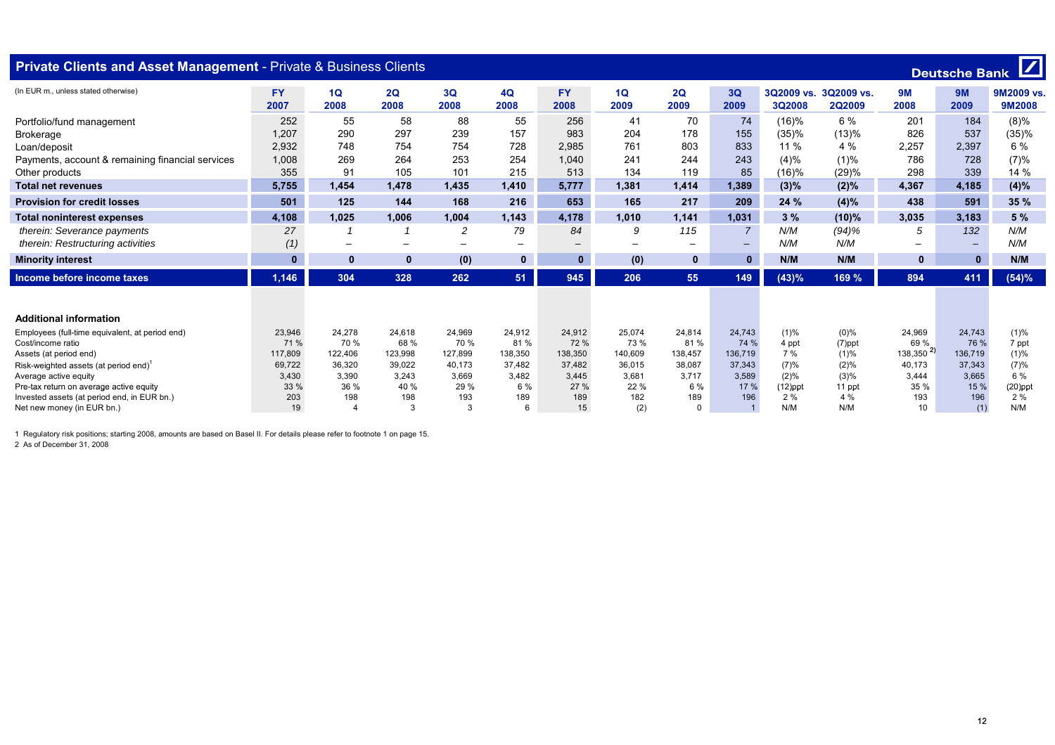## Private Clients and Asset Management - Private & Business Clients

Deutsche Bank

| (In EUR m., unless stated otherwise) | FY 2007 | 1Q 2008 | 2Q 2008 | 3Q 2008 | 4Q 2008 | FY 2008 | 1Q 2009 | 2Q 2009 | 3Q 2009 | 3Q2009 vs. 3Q2008 | 3Q2009 vs. 2Q2009 | 9M 2008 | 9M 2009 | 9M2009 vs. 9M2008 |
|---|---|---|---|---|---|---|---|---|---|---|---|---|---|---|
| Portfolio/fund management | 252 | 55 | 58 | 88 | 55 | 256 | 41 | 70 | 74 | (16)% | 6 % | 201 | 184 | (8)% |
| Brokerage | 1,207 | 290 | 297 | 239 | 157 | 983 | 204 | 178 | 155 | (35)% | (13)% | 826 | 537 | (35)% |
| Loan/deposit | 2,932 | 748 | 754 | 754 | 728 | 2,985 | 761 | 803 | 833 | 11 % | 4 % | 2,257 | 2,397 | 6 % |
| Payments, account & remaining financial services | 1,008 | 269 | 264 | 253 | 254 | 1,040 | 241 | 244 | 243 | (4)% | (1)% | 786 | 728 | (7)% |
| Other products | 355 | 91 | 105 | 101 | 215 | 513 | 134 | 119 | 85 | (16)% | (29)% | 298 | 339 | 14 % |
| **Total net revenues** | **5,755** | **1,454** | **1,478** | **1,435** | **1,410** | **5,777** | **1,381** | **1,414** | **1,389** | **(3)%** | **(2)%** | **4,367** | **4,185** | **(4)%** |
| **Provision for credit losses** | **501** | **125** | **144** | **168** | **216** | **653** | **165** | **217** | **209** | **24 %** | **(4)%** | **438** | **591** | **35 %** |
| **Total noninterest expenses** | **4,108** | **1,025** | **1,006** | **1,004** | **1,143** | **4,178** | **1,010** | **1,141** | **1,031** | **3 %** | **(10)%** | **3,035** | **3,183** | **5 %** |
| *therein: Severance payments* | *27* | *1* | *1* | *2* | *79* | *84* | *9* | *115* | *7* | *N/M* | *(94)%* | *5* | *132* | *N/M* |
| *therein: Restructuring activities* | *(1)* | *–* | *–* | *–* | *–* | *–* | *–* | *–* | *–* | *N/M* | *N/M* | *–* | *–* | *N/M* |
| **Minority interest** | **0** | **0** | **0** | **(0)** | **0** | **0** | **(0)** | **0** | **0** | **N/M** | **N/M** | **0** | **0** | **N/M** |
| **Income before income taxes** | **1,146** | **304** | **328** | **262** | **51** | **945** | **206** | **55** | **149** | **(43)%** | **169 %** | **894** | **411** | **(54)%** |
| | | | | | | | | | | | | | | |
| **Additional information** | | | | | | | | | | | | | | |
| Employees (full-time equivalent, at period end) | 23,946 | 24,278 | 24,618 | 24,969 | 24,912 | 24,912 | 25,074 | 24,814 | 24,743 | (1)% | (0)% | 24,969 | 24,743 | (1)% |
| Cost/income ratio | 71 % | 70 % | 68 % | 70 % | 81 % | 72 % | 73 % | 81 % | 74 % | 4 ppt | (7)ppt | 69 % | 76 % | 7 ppt |
| Assets (at period end) | 117,809 | 122,406 | 123,998 | 127,899 | 138,350 | 138,350 | 140,609 | 138,457 | 136,719 | 7 % | (1)% | 138,350 [2] | 136,719 | (1)% |
| Risk-weighted assets (at period end)[1] | 69,722 | 36,320 | 39,022 | 40,173 | 37,482 | 37,482 | 36,015 | 38,087 | 37,343 | (7)% | (2)% | 40,173 | 37,343 | (7)% |
| Average active equity | 3,430 | 3,390 | 3,243 | 3,669 | 3,482 | 3,445 | 3,681 | 3,717 | 3,589 | (2)% | (3)% | 3,444 | 3,665 | 6 % |
| Pre-tax return on average active equity | 33 % | 36 % | 40 % | 29 % | 6 % | 27 % | 22 % | 6 % | 17 % | (12)ppt | 11 ppt | 35 % | 15 % | (20)ppt |
| Invested assets (at period end, in EUR bn.) | 203 | 198 | 198 | 193 | 189 | 189 | 182 | 189 | 196 | 2 % | 4 % | 193 | 196 | 2 % |
| Net new money (in EUR bn.) | 19 | 4 | 3 | 3 | 6 | 15 | (2) | 0 | 1 | N/M | N/M | 10 | (1) | N/M |

1 Regulatory risk positions; starting 2008, amounts are based on Basel II. For details please refer to footnote 1 on page 15.

2 As of December 31, 2008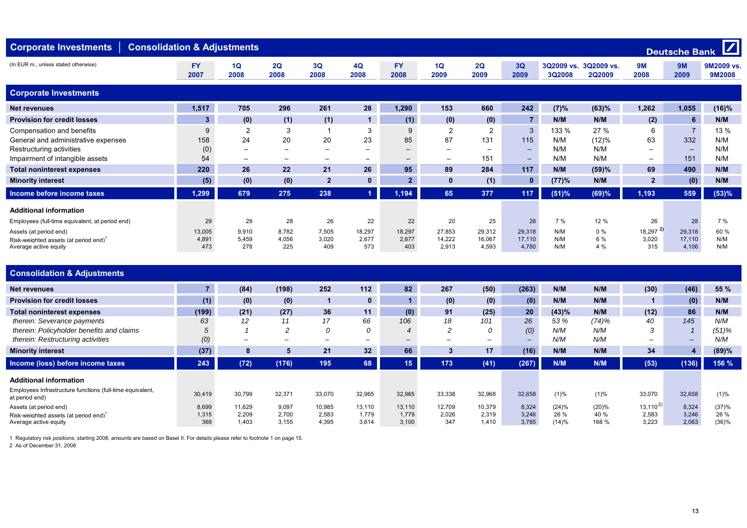# Corporate Investments | Consolidation & Adjustments

Deutsche Bank

(In EUR m., unless stated otherwise)

| | FY 2007 | 1Q 2008 | 2Q 2008 | 3Q 2008 | 4Q 2008 | FY 2008 | 1Q 2009 | 2Q 2009 | 3Q 2009 | 3Q2009 vs. 3Q2008 | 3Q2009 vs. 2Q2009 | 9M 2008 | 9M 2009 | 9M2009 vs. 9M2008 |
|---|---|---|---|---|---|---|---|---|---|---|---|---|---|---|
| **Corporate Investments** | | | | | | | | | | | | | | |
| **Net revenues** | 1,517 | 705 | 296 | 261 | 28 | 1,290 | 153 | 660 | 242 | (7)% | (63)% | 1,262 | 1,055 | (16)% |
| **Provision for credit losses** | 3 | (0) | (1) | (1) | 1 | (1) | (0) | (0) | 7 | N/M | N/M | (2) | 6 | N/M |
| Compensation and benefits | 9 | 2 | 3 | 1 | 3 | 9 | 2 | 2 | 3 | 133 % | 27 % | 6 | 7 | 13 % |
| General and administrative expenses | 158 | 24 | 20 | 20 | 23 | 85 | 87 | 131 | 115 | N/M | (12)% | 63 | 332 | N/M |
| Restructuring activities | (0) | – | – | – | – | – | – | – | – | N/M | N/M | – | – | N/M |
| Impairment of intangible assets | 54 | – | – | – | – | – | – | 151 | – | N/M | N/M | – | 151 | N/M |
| **Total noninterest expenses** | 220 | 26 | 22 | 21 | 26 | 95 | 89 | 284 | 117 | N/M | (59)% | 69 | 490 | N/M |
| **Minority interest** | (5) | (0) | (0) | 2 | 0 | 2 | 0 | (1) | 0 | (77)% | N/M | 2 | (0) | N/M |
| **Income before income taxes** | 1,299 | 679 | 275 | 238 | 1 | 1,194 | 65 | 377 | 117 | (51)% | (69)% | 1,193 | 559 | (53)% |
| **Additional information** | | | | | | | | | | | | | | |
| Employees (full-time equivalent, at period end) | 29 | 29 | 28 | 26 | 22 | 22 | 20 | 25 | 28 | 7 % | 12 % | 26 | 28 | 7 % |
| Assets (at period end) | 13,005 | 9,910 | 8,782 | 7,505 | 18,297 | 18,297 | 27,853 | 29,312 | 29,318 | N/M | 0 % | 18,297 [2] | 29,318 | 60 % |
| Risk-weighted assets (at period end)[1] | 4,891 | 5,459 | 4,056 | 3,020 | 2,677 | 2,677 | 14,222 | 16,067 | 17,110 | N/M | 6 % | 3,020 | 17,110 | N/M |
| Average active equity | 473 | 278 | 225 | 409 | 573 | 403 | 2,913 | 4,593 | 4,780 | N/M | 4 % | 315 | 4,106 | N/M |

| | FY 2007 | 1Q 2008 | 2Q 2008 | 3Q 2008 | 4Q 2008 | FY 2008 | 1Q 2009 | 2Q 2009 | 3Q 2009 | 3Q2009 vs. 3Q2008 | 3Q2009 vs. 2Q2009 | 9M 2008 | 9M 2009 | 9M2009 vs. 9M2008 |
|---|---|---|---|---|---|---|---|---|---|---|---|---|---|---|
| **Consolidation & Adjustments** | | | | | | | | | | | | | | |
| **Net revenues** | 7 | (84) | (198) | 252 | 112 | 82 | 267 | (50) | (263) | N/M | N/M | (30) | (46) | 55 % |
| **Provision for credit losses** | (1) | (0) | (0) | 1 | 0 | 1 | (0) | (0) | (0) | N/M | N/M | 1 | (0) | N/M |
| **Total noninterest expenses** | (199) | (21) | (27) | 36 | 11 | (0) | 91 | (25) | 20 | (43)% | N/M | (12) | 86 | N/M |
| *therein: Severance payments* | *63* | *12* | *11* | *17* | *66* | *106* | *18* | *101* | *26* | *53 %* | *(74)%* | *40* | *145* | *N/M* |
| *therein: Policyholder benefits and claims* | *5* | *1* | *2* | *0* | *0* | *4* | *2* | *0* | *(0)* | *N/M* | *N/M* | *3* | *1* | *(51)%* |
| *therein: Restructuring activities* | *(0)* | *–* | *–* | *–* | *–* | *–* | *–* | *–* | *–* | *N/M* | *N/M* | *–* | *–* | *N/M* |
| **Minority interest** | (37) | 8 | 5 | 21 | 32 | 66 | 3 | 17 | (16) | N/M | N/M | 34 | 4 | (89)% |
| **Income (loss) before income taxes** | 243 | (72) | (176) | 195 | 68 | 15 | 173 | (41) | (267) | N/M | N/M | (53) | (136) | 156 % |
| **Additional information** | | | | | | | | | | | | | | |
| Employees Infrastructure functions (full-time equivalent, at period end) | 30,419 | 30,799 | 32,371 | 33,070 | 32,965 | 32,965 | 33,338 | 32,968 | 32,658 | (1)% | (1)% | 33,070 | 32,658 | (1)% |
| Assets (at period end) | 8,699 | 11,629 | 9,097 | 10,985 | 13,110 | 13,110 | 12,709 | 10,379 | 8,324 | (24)% | (20)% | 13,110 [2] | 8,324 | (37)% |
| Risk-weighted assets (at period end)[1] | 1,315 | 2,209 | 2,700 | 2,583 | 1,779 | 1,779 | 2,026 | 2,319 | 3,246 | 26 % | 40 % | 2,583 | 3,246 | 26 % |
| Average active equity | 368 | 1,403 | 3,155 | 4,395 | 3,614 | 3,100 | 347 | 1,410 | 3,785 | (14)% | 168 % | 3,223 | 2,063 | (36)% |

1 Regulatory risk positions; starting 2008, amounts are based on Basel II. For details please refer to footnote 1 on page 15.

2 As of December 31, 2008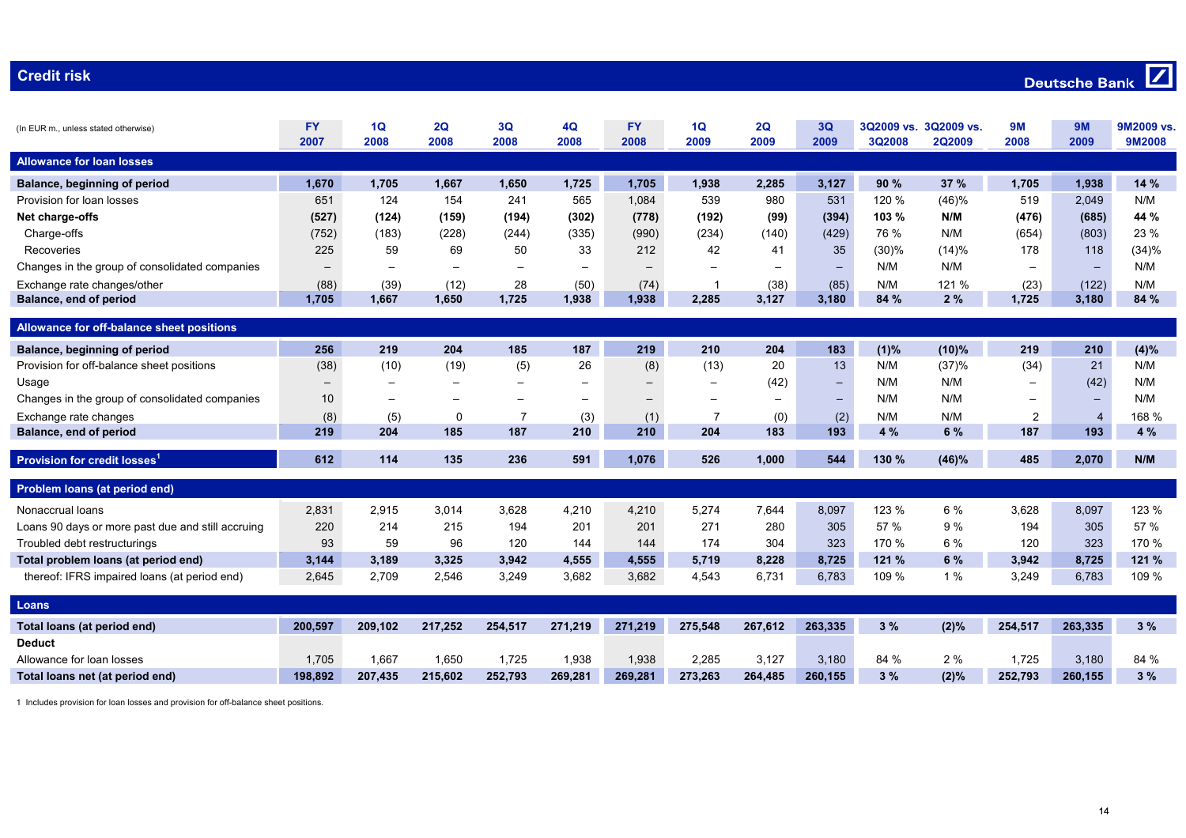# Credit risk

| (In EUR m., unless stated otherwise) | FY 2007 | 1Q 2008 | 2Q 2008 | 3Q 2008 | 4Q 2008 | FY 2008 | 1Q 2009 | 2Q 2009 | 3Q 2009 | 3Q2009 vs. 3Q2008 | 3Q2009 vs. 2Q2009 | 9M 2008 | 9M 2009 | 9M2009 vs. 9M2008 |
|---|---|---|---|---|---|---|---|---|---|---|---|---|---|---|
| **Allowance for loan losses** | | | | | | | | | | | | | | |
| **Balance, beginning of period** | **1,670** | **1,705** | **1,667** | **1,650** | **1,725** | **1,705** | **1,938** | **2,285** | **3,127** | **90 %** | **37 %** | **1,705** | **1,938** | **14 %** |
| Provision for loan losses | 651 | 124 | 154 | 241 | 565 | 1,084 | 539 | 980 | 531 | 120 % | (46)% | 519 | 2,049 | N/M |
| **Net charge-offs** | **(527)** | **(124)** | **(159)** | **(194)** | **(302)** | **(778)** | **(192)** | **(99)** | **(394)** | **103 %** | **N/M** | **(476)** | **(685)** | **44 %** |
| Charge-offs | (752) | (183) | (228) | (244) | (335) | (990) | (234) | (140) | (429) | 76 % | N/M | (654) | (803) | 23 % |
| Recoveries | 225 | 59 | 69 | 50 | 33 | 212 | 42 | 41 | 35 | (30)% | (14)% | 178 | 118 | (34)% |
| Changes in the group of consolidated companies | – | – | – | – | – | – | – | – | – | N/M | N/M | – | – | N/M |
| Exchange rate changes/other | (88) | (39) | (12) | 28 | (50) | (74) | 1 | (38) | (85) | N/M | 121 % | (23) | (122) | N/M |
| **Balance, end of period** | **1,705** | **1,667** | **1,650** | **1,725** | **1,938** | **1,938** | **2,285** | **3,127** | **3,180** | **84 %** | **2 %** | **1,725** | **3,180** | **84 %** |
| **Allowance for off-balance sheet positions** | | | | | | | | | | | | | | |
| **Balance, beginning of period** | **256** | **219** | **204** | **185** | **187** | **219** | **210** | **204** | **183** | **(1)%** | **(10)%** | **219** | **210** | **(4)%** |
| Provision for off-balance sheet positions | (38) | (10) | (19) | (5) | 26 | (8) | (13) | 20 | 13 | N/M | (37)% | (34) | 21 | N/M |
| Usage | – | – | – | – | – | – | – | (42) | – | N/M | N/M | – | (42) | N/M |
| Changes in the group of consolidated companies | 10 | – | – | – | – | – | – | – | – | N/M | N/M | – | – | N/M |
| Exchange rate changes | (8) | (5) | 0 | 7 | (3) | (1) | 7 | (0) | (2) | N/M | N/M | 2 | 4 | 168 % |
| **Balance, end of period** | **219** | **204** | **185** | **187** | **210** | **210** | **204** | **183** | **193** | **4 %** | **6 %** | **187** | **193** | **4 %** |
| **Provision for credit losses**[1] | **612** | **114** | **135** | **236** | **591** | **1,076** | **526** | **1,000** | **544** | **130 %** | **(46)%** | **485** | **2,070** | **N/M** |
| **Problem loans (at period end)** | | | | | | | | | | | | | | |
| Nonaccrual loans | 2,831 | 2,915 | 3,014 | 3,628 | 4,210 | 4,210 | 5,274 | 7,644 | 8,097 | 123 % | 6 % | 3,628 | 8,097 | 123 % |
| Loans 90 days or more past due and still accruing | 220 | 214 | 215 | 194 | 201 | 201 | 271 | 280 | 305 | 57 % | 9 % | 194 | 305 | 57 % |
| Troubled debt restructurings | 93 | 59 | 96 | 120 | 144 | 144 | 174 | 304 | 323 | 170 % | 6 % | 120 | 323 | 170 % |
| **Total problem loans (at period end)** | **3,144** | **3,189** | **3,325** | **3,942** | **4,555** | **4,555** | **5,719** | **8,228** | **8,725** | **121 %** | **6 %** | **3,942** | **8,725** | **121 %** |
| thereof: IFRS impaired loans (at period end) | 2,645 | 2,709 | 2,546 | 3,249 | 3,682 | 3,682 | 4,543 | 6,731 | 6,783 | 109 % | 1 % | 3,249 | 6,783 | 109 % |
| **Loans** | | | | | | | | | | | | | | |
| **Total loans (at period end)** | **200,597** | **209,102** | **217,252** | **254,517** | **271,219** | **271,219** | **275,548** | **267,612** | **263,335** | **3 %** | **(2)%** | **254,517** | **263,335** | **3 %** |
| **Deduct** | | | | | | | | | | | | | | |
| Allowance for loan losses | 1,705 | 1,667 | 1,650 | 1,725 | 1,938 | 1,938 | 2,285 | 3,127 | 3,180 | 84 % | 2 % | 1,725 | 3,180 | 84 % |
| **Total loans net (at period end)** | **198,892** | **207,435** | **215,602** | **252,793** | **269,281** | **269,281** | **273,263** | **264,485** | **260,155** | **3 %** | **(2)%** | **252,793** | **260,155** | **3 %** |

1 Includes provision for loan losses and provision for off-balance sheet positions.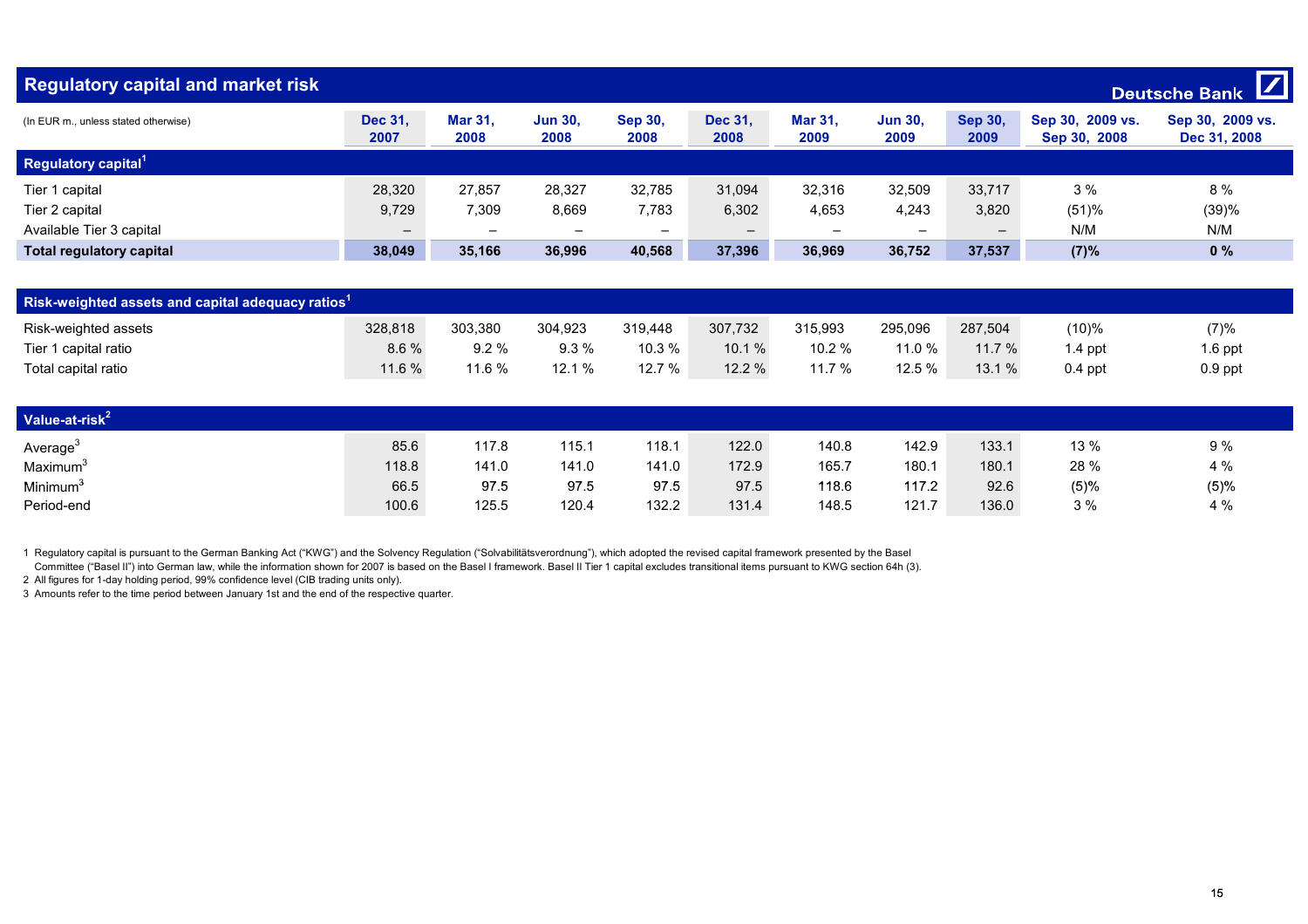## Regulatory capital and market risk

Deutsche Bank

| (In EUR m., unless stated otherwise) | Dec 31, 2007 | Mar 31, 2008 | Jun 30, 2008 | Sep 30, 2008 | Dec 31, 2008 | Mar 31, 2009 | Jun 30, 2009 | Sep 30, 2009 | Sep 30, 2009 vs. Sep 30, 2008 | Sep 30, 2009 vs. Dec 31, 2008 |
|---|---|---|---|---|---|---|---|---|---|---|
| **Regulatory capital**[1] | | | | | | | | | | |
| Tier 1 capital | 28,320 | 27,857 | 28,327 | 32,785 | 31,094 | 32,316 | 32,509 | 33,717 | 3 % | 8 % |
| Tier 2 capital | 9,729 | 7,309 | 8,669 | 7,783 | 6,302 | 4,653 | 4,243 | 3,820 | (51)% | (39)% |
| Available Tier 3 capital | – | – | – | – | – | – | – | – | N/M | N/M |
| **Total regulatory capital** | **38,049** | **35,166** | **36,996** | **40,568** | **37,396** | **36,969** | **36,752** | **37,537** | **(7)%** | **0 %** |
| **Risk-weighted assets and capital adequacy ratios**[1] | | | | | | | | | | |
| Risk-weighted assets | 328,818 | 303,380 | 304,923 | 319,448 | 307,732 | 315,993 | 295,096 | 287,504 | (10)% | (7)% |
| Tier 1 capital ratio | 8.6 % | 9.2 % | 9.3 % | 10.3 % | 10.1 % | 10.2 % | 11.0 % | 11.7 % | 1.4 ppt | 1.6 ppt |
| Total capital ratio | 11.6 % | 11.6 % | 12.1 % | 12.7 % | 12.2 % | 11.7 % | 12.5 % | 13.1 % | 0.4 ppt | 0.9 ppt |
| **Value-at-risk**[2] | | | | | | | | | | |
| Average[3] | 85.6 | 117.8 | 115.1 | 118.1 | 122.0 | 140.8 | 142.9 | 133.1 | 13 % | 9 % |
| Maximum[3] | 118.8 | 141.0 | 141.0 | 141.0 | 172.9 | 165.7 | 180.1 | 180.1 | 28 % | 4 % |
| Minimum[3] | 66.5 | 97.5 | 97.5 | 97.5 | 97.5 | 118.6 | 117.2 | 92.6 | (5)% | (5)% |
| Period-end | 100.6 | 125.5 | 120.4 | 132.2 | 131.4 | 148.5 | 121.7 | 136.0 | 3 % | 4 % |

1 Regulatory capital is pursuant to the German Banking Act ("KWG") and the Solvency Regulation ("Solvabilitätsverordnung"), which adopted the revised capital framework presented by the Basel Committee ("Basel II") into German law, while the information shown for 2007 is based on the Basel I framework. Basel II Tier 1 capital excludes transitional items pursuant to KWG section 64h (3).
2 All figures for 1-day holding period, 99% confidence level (CIB trading units only).
3 Amounts refer to the time period between January 1st and the end of the respective quarter.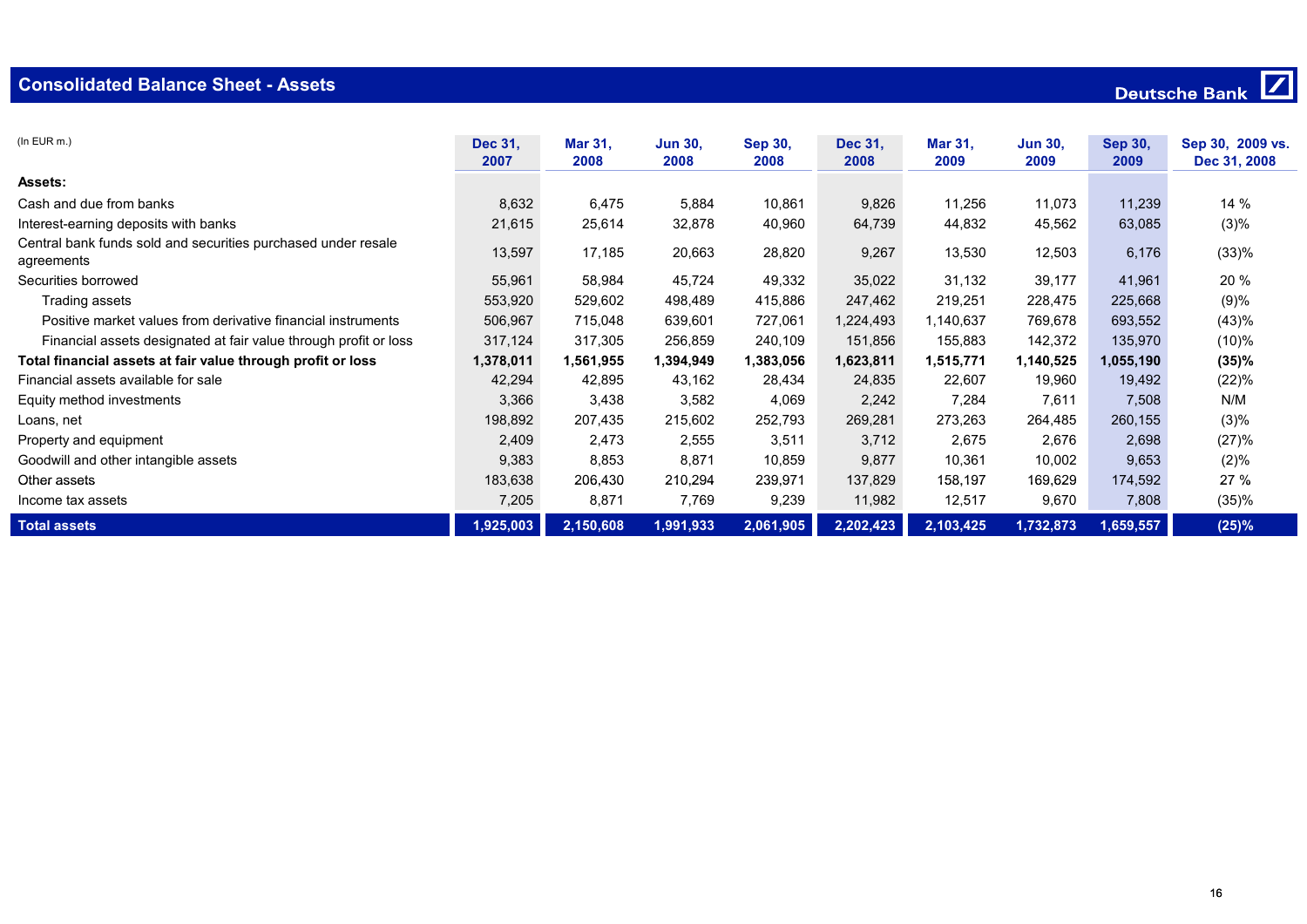# Consolidated Balance Sheet - Assets

Deutsche Bank

(In EUR m.)

| | Dec 31, 2007 | Mar 31, 2008 | Jun 30, 2008 | Sep 30, 2008 | Dec 31, 2008 | Mar 31, 2009 | Jun 30, 2009 | Sep 30, 2009 | Sep 30, 2009 vs. Dec 31, 2008 |
|---|---|---|---|---|---|---|---|---|---|
| **Assets:** | | | | | | | | | |
| Cash and due from banks | 8,632 | 6,475 | 5,884 | 10,861 | 9,826 | 11,256 | 11,073 | 11,239 | 14 % |
| Interest-earning deposits with banks | 21,615 | 25,614 | 32,878 | 40,960 | 64,739 | 44,832 | 45,562 | 63,085 | (3)% |
| Central bank funds sold and securities purchased under resale agreements | 13,597 | 17,185 | 20,663 | 28,820 | 9,267 | 13,530 | 12,503 | 6,176 | (33)% |
| Securities borrowed | 55,961 | 58,984 | 45,724 | 49,332 | 35,022 | 31,132 | 39,177 | 41,961 | 20 % |
| Trading assets | 553,920 | 529,602 | 498,489 | 415,886 | 247,462 | 219,251 | 228,475 | 225,668 | (9)% |
| Positive market values from derivative financial instruments | 506,967 | 715,048 | 639,601 | 727,061 | 1,224,493 | 1,140,637 | 769,678 | 693,552 | (43)% |
| Financial assets designated at fair value through profit or loss | 317,124 | 317,305 | 256,859 | 240,109 | 151,856 | 155,883 | 142,372 | 135,970 | (10)% |
| **Total financial assets at fair value through profit or loss** | **1,378,011** | **1,561,955** | **1,394,949** | **1,383,056** | **1,623,811** | **1,515,771** | **1,140,525** | **1,055,190** | **(35)%** |
| Financial assets available for sale | 42,294 | 42,895 | 43,162 | 28,434 | 24,835 | 22,607 | 19,960 | 19,492 | (22)% |
| Equity method investments | 3,366 | 3,438 | 3,582 | 4,069 | 2,242 | 7,284 | 7,611 | 7,508 | N/M |
| Loans, net | 198,892 | 207,435 | 215,602 | 252,793 | 269,281 | 273,263 | 264,485 | 260,155 | (3)% |
| Property and equipment | 2,409 | 2,473 | 2,555 | 3,511 | 3,712 | 2,675 | 2,676 | 2,698 | (27)% |
| Goodwill and other intangible assets | 9,383 | 8,853 | 8,871 | 10,859 | 9,877 | 10,361 | 10,002 | 9,653 | (2)% |
| Other assets | 183,638 | 206,430 | 210,294 | 239,971 | 137,829 | 158,197 | 169,629 | 174,592 | 27 % |
| Income tax assets | 7,205 | 8,871 | 7,769 | 9,239 | 11,982 | 12,517 | 9,670 | 7,808 | (35)% |
| **Total assets** | **1,925,003** | **2,150,608** | **1,991,933** | **2,061,905** | **2,202,423** | **2,103,425** | **1,732,873** | **1,659,557** | **(25)%** |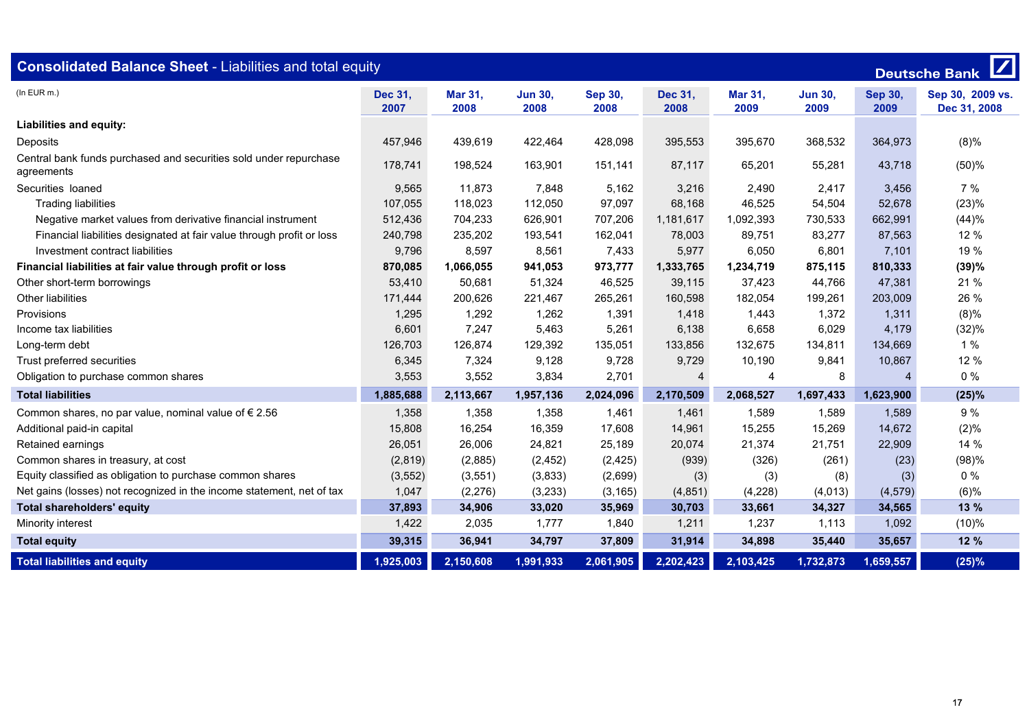## Consolidated Balance Sheet - Liabilities and total equity

Deutsche Bank

(In EUR m.)

| | Dec 31, 2007 | Mar 31, 2008 | Jun 30, 2008 | Sep 30, 2008 | Dec 31, 2008 | Mar 31, 2009 | Jun 30, 2009 | Sep 30, 2009 | Sep 30, 2009 vs. Dec 31, 2008 |
|---|---|---|---|---|---|---|---|---|---|
| **Liabilities and equity:** | | | | | | | | | |
| Deposits | 457,946 | 439,619 | 422,464 | 428,098 | 395,553 | 395,670 | 368,532 | 364,973 | (8)% |
| Central bank funds purchased and securities sold under repurchase agreements | 178,741 | 198,524 | 163,901 | 151,141 | 87,117 | 65,201 | 55,281 | 43,718 | (50)% |
| Securities loaned | 9,565 | 11,873 | 7,848 | 5,162 | 3,216 | 2,490 | 2,417 | 3,456 | 7 % |
| Trading liabilities | 107,055 | 118,023 | 112,050 | 97,097 | 68,168 | 46,525 | 54,504 | 52,678 | (23)% |
| Negative market values from derivative financial instrument | 512,436 | 704,233 | 626,901 | 707,206 | 1,181,617 | 1,092,393 | 730,533 | 662,991 | (44)% |
| Financial liabilities designated at fair value through profit or loss | 240,798 | 235,202 | 193,541 | 162,041 | 78,003 | 89,751 | 83,277 | 87,563 | 12 % |
| Investment contract liabilities | 9,796 | 8,597 | 8,561 | 7,433 | 5,977 | 6,050 | 6,801 | 7,101 | 19 % |
| **Financial liabilities at fair value through profit or loss** | **870,085** | **1,066,055** | **941,053** | **973,777** | **1,333,765** | **1,234,719** | **875,115** | **810,333** | **(39)%** |
| Other short-term borrowings | 53,410 | 50,681 | 51,324 | 46,525 | 39,115 | 37,423 | 44,766 | 47,381 | 21 % |
| Other liabilities | 171,444 | 200,626 | 221,467 | 265,261 | 160,598 | 182,054 | 199,261 | 203,009 | 26 % |
| Provisions | 1,295 | 1,292 | 1,262 | 1,391 | 1,418 | 1,443 | 1,372 | 1,311 | (8)% |
| Income tax liabilities | 6,601 | 7,247 | 5,463 | 5,261 | 6,138 | 6,658 | 6,029 | 4,179 | (32)% |
| Long-term debt | 126,703 | 126,874 | 129,392 | 135,051 | 133,856 | 132,675 | 134,811 | 134,669 | 1 % |
| Trust preferred securities | 6,345 | 7,324 | 9,128 | 9,728 | 9,729 | 10,190 | 9,841 | 10,867 | 12 % |
| Obligation to purchase common shares | 3,553 | 3,552 | 3,834 | 2,701 | 4 | 4 | 8 | 4 | 0 % |
| **Total liabilities** | **1,885,688** | **2,113,667** | **1,957,136** | **2,024,096** | **2,170,509** | **2,068,527** | **1,697,433** | **1,623,900** | **(25)%** |
| Common shares, no par value, nominal value of € 2.56 | 1,358 | 1,358 | 1,358 | 1,461 | 1,461 | 1,589 | 1,589 | 1,589 | 9 % |
| Additional paid-in capital | 15,808 | 16,254 | 16,359 | 17,608 | 14,961 | 15,255 | 15,269 | 14,672 | (2)% |
| Retained earnings | 26,051 | 26,006 | 24,821 | 25,189 | 20,074 | 21,374 | 21,751 | 22,909 | 14 % |
| Common shares in treasury, at cost | (2,819) | (2,885) | (2,452) | (2,425) | (939) | (326) | (261) | (23) | (98)% |
| Equity classified as obligation to purchase common shares | (3,552) | (3,551) | (3,833) | (2,699) | (3) | (3) | (8) | (3) | 0 % |
| Net gains (losses) not recognized in the income statement, net of tax | 1,047 | (2,276) | (3,233) | (3,165) | (4,851) | (4,228) | (4,013) | (4,579) | (6)% |
| **Total shareholders' equity** | **37,893** | **34,906** | **33,020** | **35,969** | **30,703** | **33,661** | **34,327** | **34,565** | **13 %** |
| Minority interest | 1,422 | 2,035 | 1,777 | 1,840 | 1,211 | 1,237 | 1,113 | 1,092 | (10)% |
| **Total equity** | **39,315** | **36,941** | **34,797** | **37,809** | **31,914** | **34,898** | **35,440** | **35,657** | **12 %** |
| **Total liabilities and equity** | **1,925,003** | **2,150,608** | **1,991,933** | **2,061,905** | **2,202,423** | **2,103,425** | **1,732,873** | **1,659,557** | **(25)%** |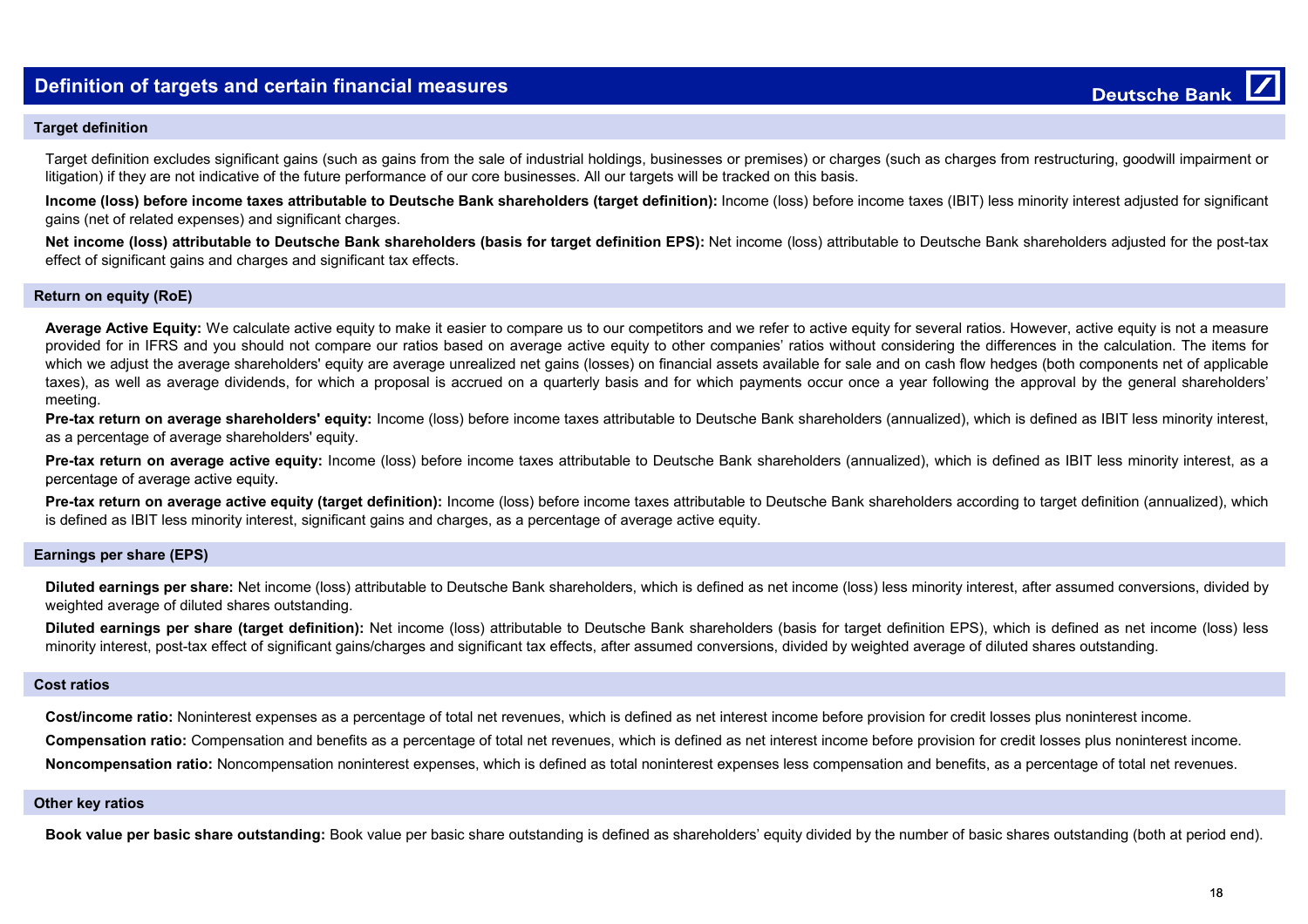# Definition of targets and certain financial measures

## Target definition

Target definition excludes significant gains (such as gains from the sale of industrial holdings, businesses or premises) or charges (such as charges from restructuring, goodwill impairment or litigation) if they are not indicative of the future performance of our core businesses. All our targets will be tracked on this basis.

**Income (loss) before income taxes attributable to Deutsche Bank shareholders (target definition):** Income (loss) before income taxes (IBIT) less minority interest adjusted for significant gains (net of related expenses) and significant charges.

**Net income (loss) attributable to Deutsche Bank shareholders (basis for target definition EPS):** Net income (loss) attributable to Deutsche Bank shareholders adjusted for the post-tax effect of significant gains and charges and significant tax effects.

## Return on equity (RoE)

**Average Active Equity:** We calculate active equity to make it easier to compare us to our competitors and we refer to active equity for several ratios. However, active equity is not a measure provided for in IFRS and you should not compare our ratios based on average active equity to other companies' ratios without considering the differences in the calculation. The items for which we adjust the average shareholders' equity are average unrealized net gains (losses) on financial assets available for sale and on cash flow hedges (both components net of applicable taxes), as well as average dividends, for which a proposal is accrued on a quarterly basis and for which payments occur once a year following the approval by the general shareholders' meeting.

**Pre-tax return on average shareholders' equity:** Income (loss) before income taxes attributable to Deutsche Bank shareholders (annualized), which is defined as IBIT less minority interest, as a percentage of average shareholders' equity.

**Pre-tax return on average active equity:** Income (loss) before income taxes attributable to Deutsche Bank shareholders (annualized), which is defined as IBIT less minority interest, as a percentage of average active equity.

**Pre-tax return on average active equity (target definition):** Income (loss) before income taxes attributable to Deutsche Bank shareholders according to target definition (annualized), which is defined as IBIT less minority interest, significant gains and charges, as a percentage of average active equity.

## Earnings per share (EPS)

**Diluted earnings per share:** Net income (loss) attributable to Deutsche Bank shareholders, which is defined as net income (loss) less minority interest, after assumed conversions, divided by weighted average of diluted shares outstanding.

**Diluted earnings per share (target definition):** Net income (loss) attributable to Deutsche Bank shareholders (basis for target definition EPS), which is defined as net income (loss) less minority interest, post-tax effect of significant gains/charges and significant tax effects, after assumed conversions, divided by weighted average of diluted shares outstanding.

## Cost ratios

**Cost/income ratio:** Noninterest expenses as a percentage of total net revenues, which is defined as net interest income before provision for credit losses plus noninterest income.

**Compensation ratio:** Compensation and benefits as a percentage of total net revenues, which is defined as net interest income before provision for credit losses plus noninterest income.

**Noncompensation ratio:** Noncompensation noninterest expenses, which is defined as total noninterest expenses less compensation and benefits, as a percentage of total net revenues.

## Other key ratios

**Book value per basic share outstanding:** Book value per basic share outstanding is defined as shareholders' equity divided by the number of basic shares outstanding (both at period end).